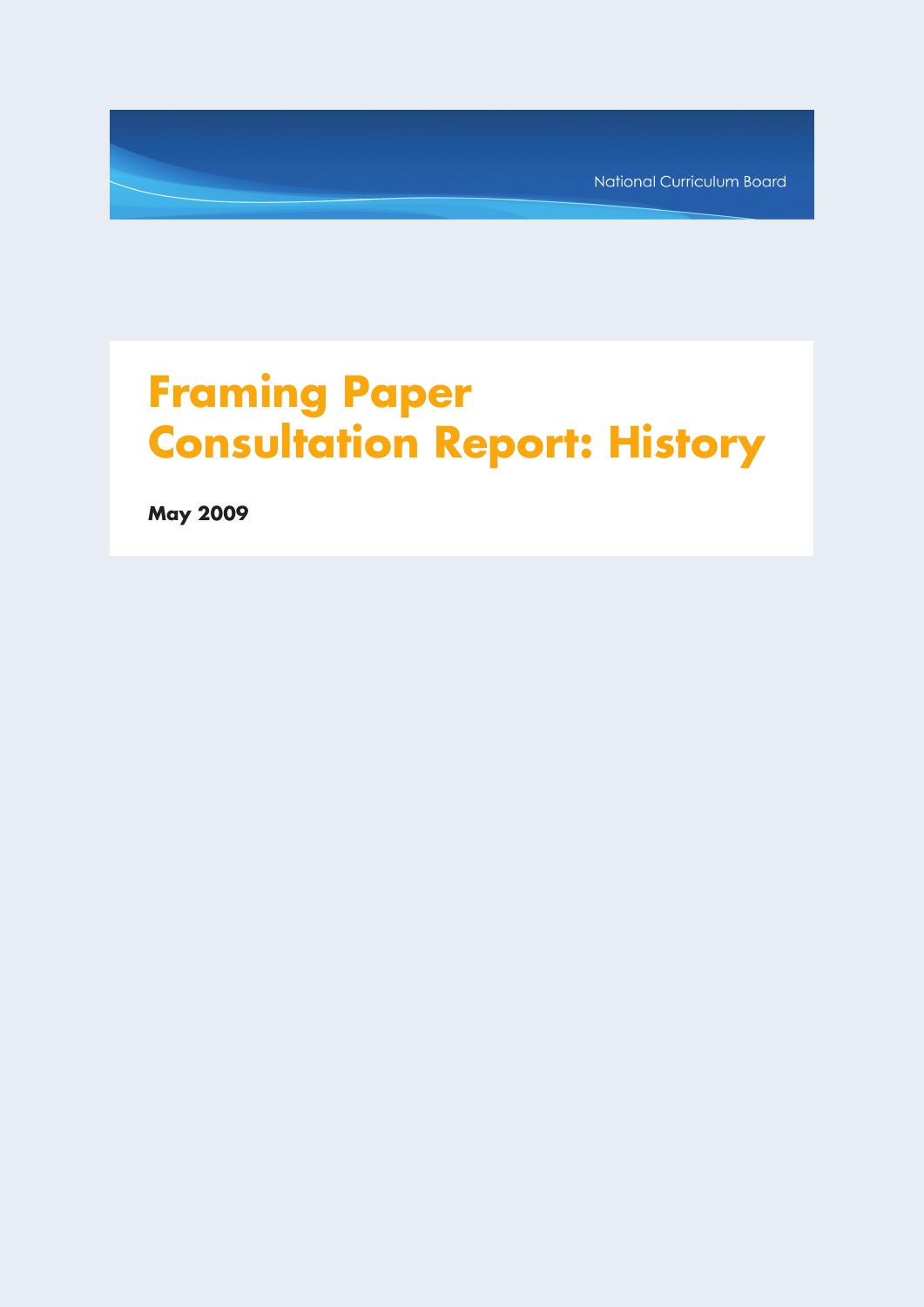National Curriculum Board

# Framing Paper Consultation Report: History

**May 2009**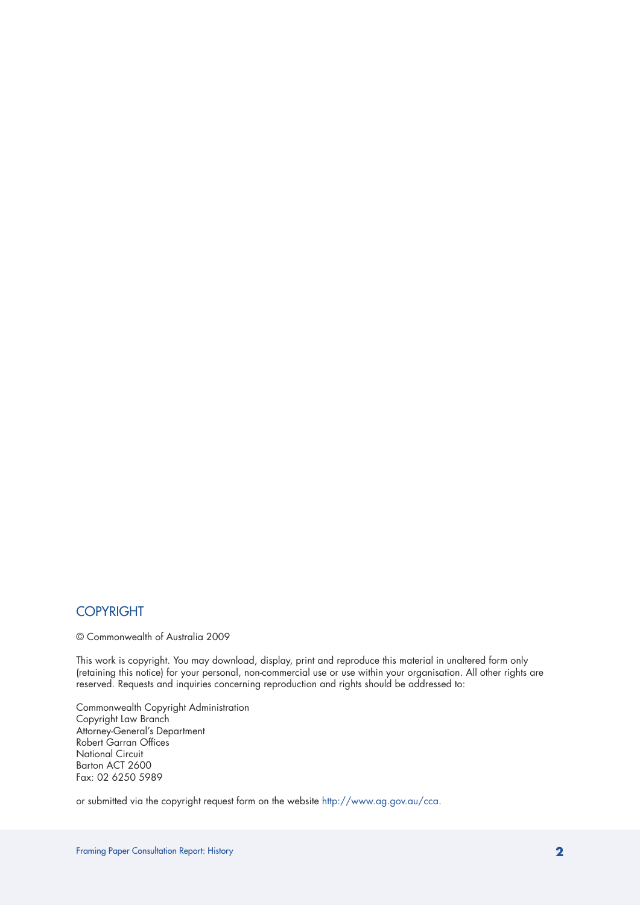## COPYRIGHT

© Commonwealth of Australia 2009

This work is copyright. You may download, display, print and reproduce this material in unaltered form only (retaining this notice) for your personal, non-commercial use or use within your organisation. All other rights are reserved. Requests and inquiries concerning reproduction and rights should be addressed to:

Commonwealth Copyright Administration
Copyright Law Branch
Attorney-General's Department
Robert Garran Offices
National Circuit
Barton ACT 2600
Fax: 02 6250 5989

or submitted via the copyright request form on the website http://www.ag.gov.au/cca.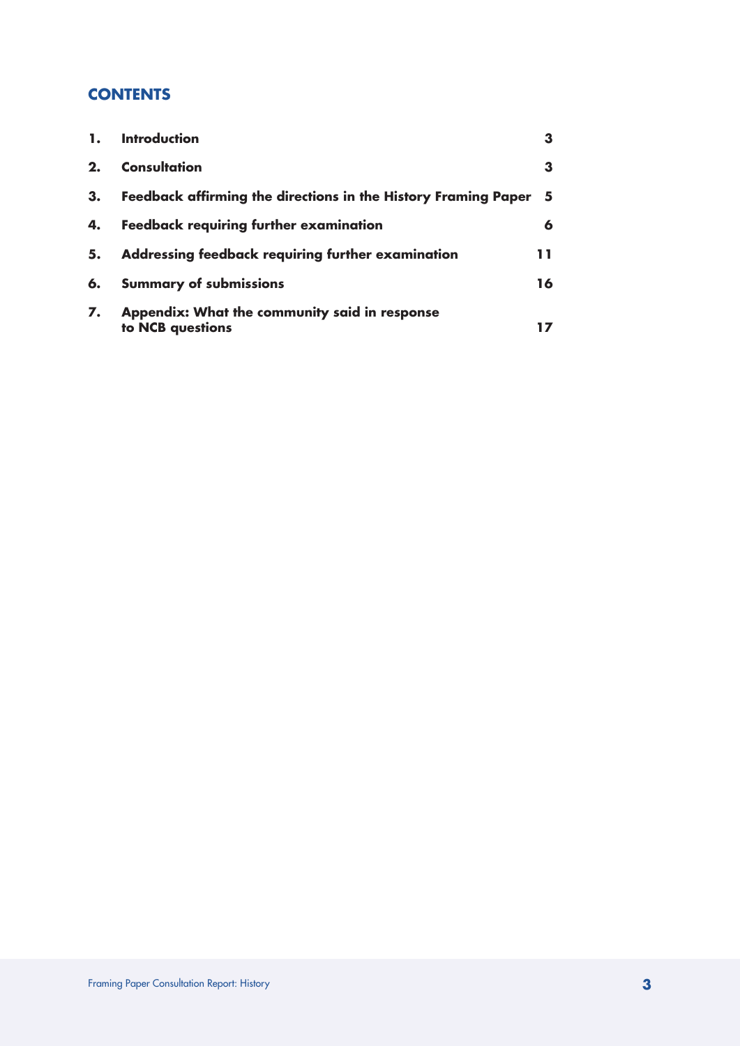## CONTENTS

| | | |
|---|---|---|
| 1. | Introduction | 3 |
| 2. | Consultation | 3 |
| 3. | Feedback affirming the directions in the History Framing Paper | 5 |
| 4. | Feedback requiring further examination | 6 |
| 5. | Addressing feedback requiring further examination | 11 |
| 6. | Summary of submissions | 16 |
| 7. | Appendix: What the community said in response to NCB questions | 17 |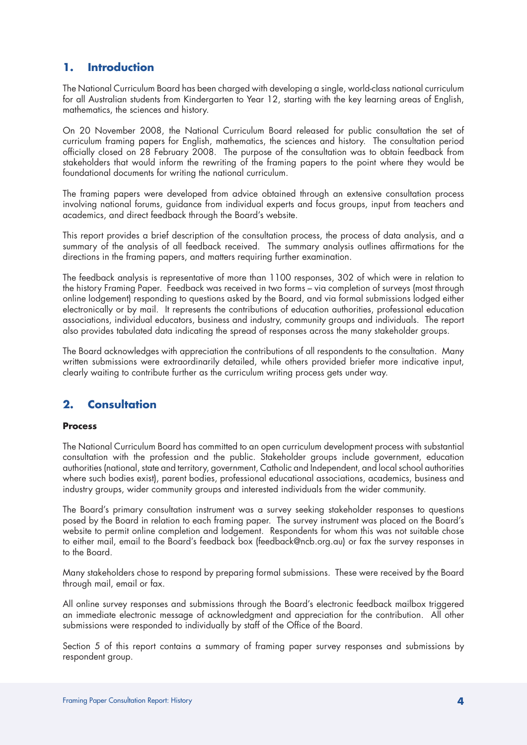## 1. Introduction

The National Curriculum Board has been charged with developing a single, world-class national curriculum for all Australian students from Kindergarten to Year 12, starting with the key learning areas of English, mathematics, the sciences and history.

On 20 November 2008, the National Curriculum Board released for public consultation the set of curriculum framing papers for English, mathematics, the sciences and history. The consultation period officially closed on 28 February 2008. The purpose of the consultation was to obtain feedback from stakeholders that would inform the rewriting of the framing papers to the point where they would be foundational documents for writing the national curriculum.

The framing papers were developed from advice obtained through an extensive consultation process involving national forums, guidance from individual experts and focus groups, input from teachers and academics, and direct feedback through the Board's website.

This report provides a brief description of the consultation process, the process of data analysis, and a summary of the analysis of all feedback received. The summary analysis outlines affirmations for the directions in the framing papers, and matters requiring further examination.

The feedback analysis is representative of more than 1100 responses, 302 of which were in relation to the history Framing Paper. Feedback was received in two forms – via completion of surveys (most through online lodgement) responding to questions asked by the Board, and via formal submissions lodged either electronically or by mail. It represents the contributions of education authorities, professional education associations, individual educators, business and industry, community groups and individuals. The report also provides tabulated data indicating the spread of responses across the many stakeholder groups.

The Board acknowledges with appreciation the contributions of all respondents to the consultation. Many written submissions were extraordinarily detailed, while others provided briefer more indicative input, clearly waiting to contribute further as the curriculum writing process gets under way.

## 2. Consultation

**Process**

The National Curriculum Board has committed to an open curriculum development process with substantial consultation with the profession and the public. Stakeholder groups include government, education authorities (national, state and territory, government, Catholic and Independent, and local school authorities where such bodies exist), parent bodies, professional educational associations, academics, business and industry groups, wider community groups and interested individuals from the wider community.

The Board's primary consultation instrument was a survey seeking stakeholder responses to questions posed by the Board in relation to each framing paper. The survey instrument was placed on the Board's website to permit online completion and lodgement. Respondents for whom this was not suitable chose to either mail, email to the Board's feedback box (feedback@ncb.org.au) or fax the survey responses in to the Board.

Many stakeholders chose to respond by preparing formal submissions. These were received by the Board through mail, email or fax.

All online survey responses and submissions through the Board's electronic feedback mailbox triggered an immediate electronic message of acknowledgment and appreciation for the contribution. All other submissions were responded to individually by staff of the Office of the Board.

Section 5 of this report contains a summary of framing paper survey responses and submissions by respondent group.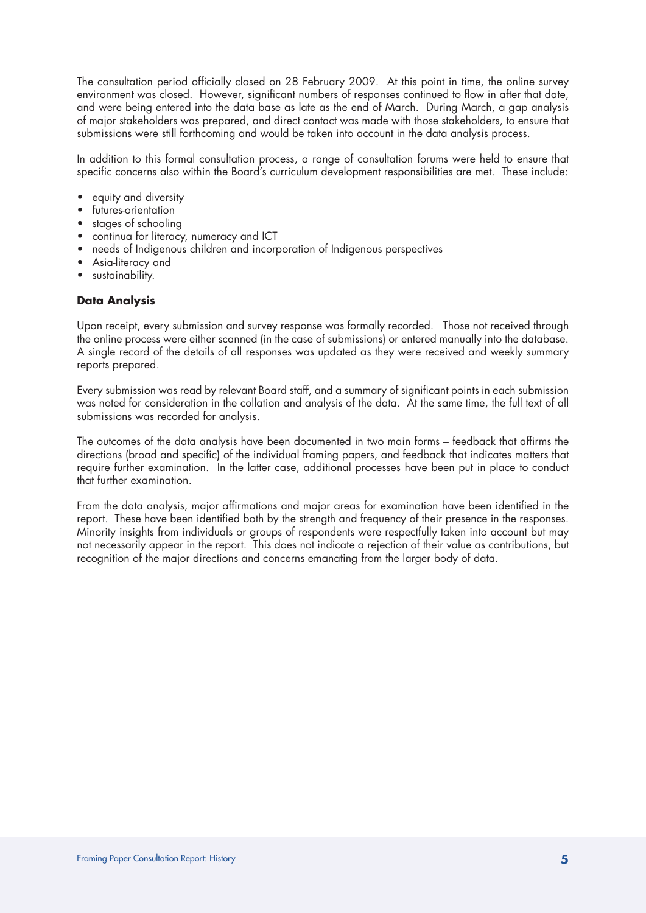The consultation period officially closed on 28 February 2009. At this point in time, the online survey environment was closed. However, significant numbers of responses continued to flow in after that date, and were being entered into the data base as late as the end of March. During March, a gap analysis of major stakeholders was prepared, and direct contact was made with those stakeholders, to ensure that submissions were still forthcoming and would be taken into account in the data analysis process.

In addition to this formal consultation process, a range of consultation forums were held to ensure that specific concerns also within the Board's curriculum development responsibilities are met. These include:

- equity and diversity
- futures-orientation
- stages of schooling
- continua for literacy, numeracy and ICT
- needs of Indigenous children and incorporation of Indigenous perspectives
- Asia-literacy and
- sustainability.

### Data Analysis

Upon receipt, every submission and survey response was formally recorded. Those not received through the online process were either scanned (in the case of submissions) or entered manually into the database. A single record of the details of all responses was updated as they were received and weekly summary reports prepared.

Every submission was read by relevant Board staff, and a summary of significant points in each submission was noted for consideration in the collation and analysis of the data. At the same time, the full text of all submissions was recorded for analysis.

The outcomes of the data analysis have been documented in two main forms – feedback that affirms the directions (broad and specific) of the individual framing papers, and feedback that indicates matters that require further examination. In the latter case, additional processes have been put in place to conduct that further examination.

From the data analysis, major affirmations and major areas for examination have been identified in the report. These have been identified both by the strength and frequency of their presence in the responses. Minority insights from individuals or groups of respondents were respectfully taken into account but may not necessarily appear in the report. This does not indicate a rejection of their value as contributions, but recognition of the major directions and concerns emanating from the larger body of data.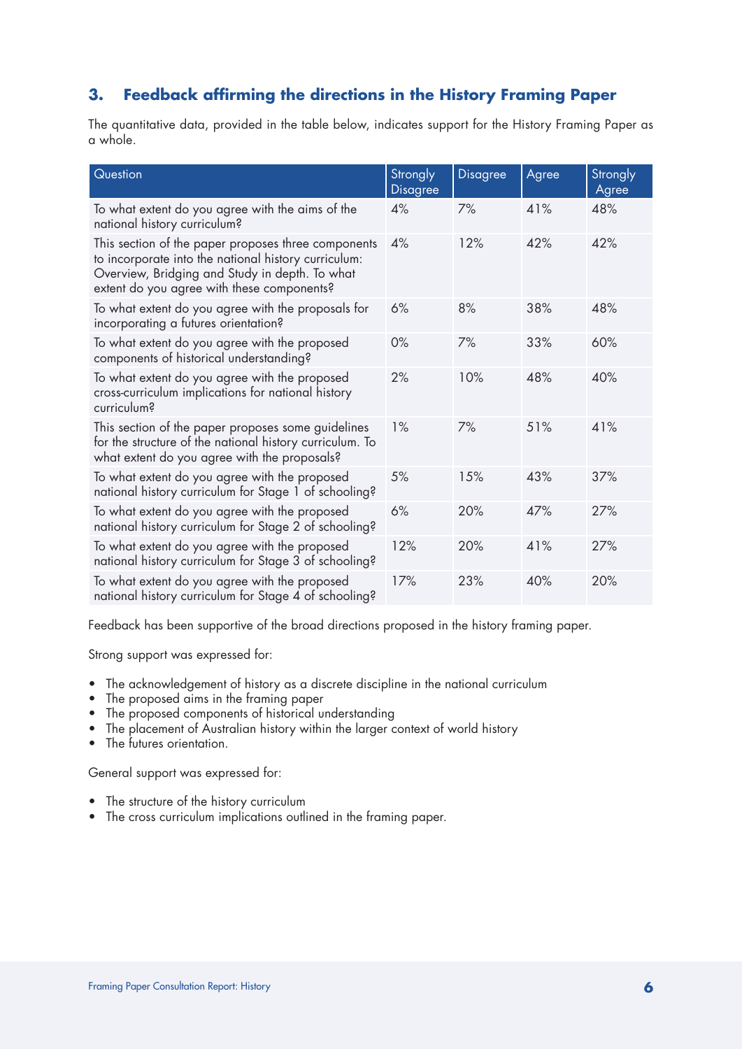## 3. Feedback affirming the directions in the History Framing Paper

The quantitative data, provided in the table below, indicates support for the History Framing Paper as a whole.

| Question | Strongly Disagree | Disagree | Agree | Strongly Agree |
|---|---|---|---|---|
| To what extent do you agree with the aims of the national history curriculum? | 4% | 7% | 41% | 48% |
| This section of the paper proposes three components to incorporate into the national history curriculum: Overview, Bridging and Study in depth. To what extent do you agree with these components? | 4% | 12% | 42% | 42% |
| To what extent do you agree with the proposals for incorporating a futures orientation? | 6% | 8% | 38% | 48% |
| To what extent do you agree with the proposed components of historical understanding? | 0% | 7% | 33% | 60% |
| To what extent do you agree with the proposed cross-curriculum implications for national history curriculum? | 2% | 10% | 48% | 40% |
| This section of the paper proposes some guidelines for the structure of the national history curriculum. To what extent do you agree with the proposals? | 1% | 7% | 51% | 41% |
| To what extent do you agree with the proposed national history curriculum for Stage 1 of schooling? | 5% | 15% | 43% | 37% |
| To what extent do you agree with the proposed national history curriculum for Stage 2 of schooling? | 6% | 20% | 47% | 27% |
| To what extent do you agree with the proposed national history curriculum for Stage 3 of schooling? | 12% | 20% | 41% | 27% |
| To what extent do you agree with the proposed national history curriculum for Stage 4 of schooling? | 17% | 23% | 40% | 20% |

Feedback has been supportive of the broad directions proposed in the history framing paper.

Strong support was expressed for:

- The acknowledgement of history as a discrete discipline in the national curriculum
- The proposed aims in the framing paper
- The proposed components of historical understanding
- The placement of Australian history within the larger context of world history
- The futures orientation.

General support was expressed for:

- The structure of the history curriculum
- The cross curriculum implications outlined in the framing paper.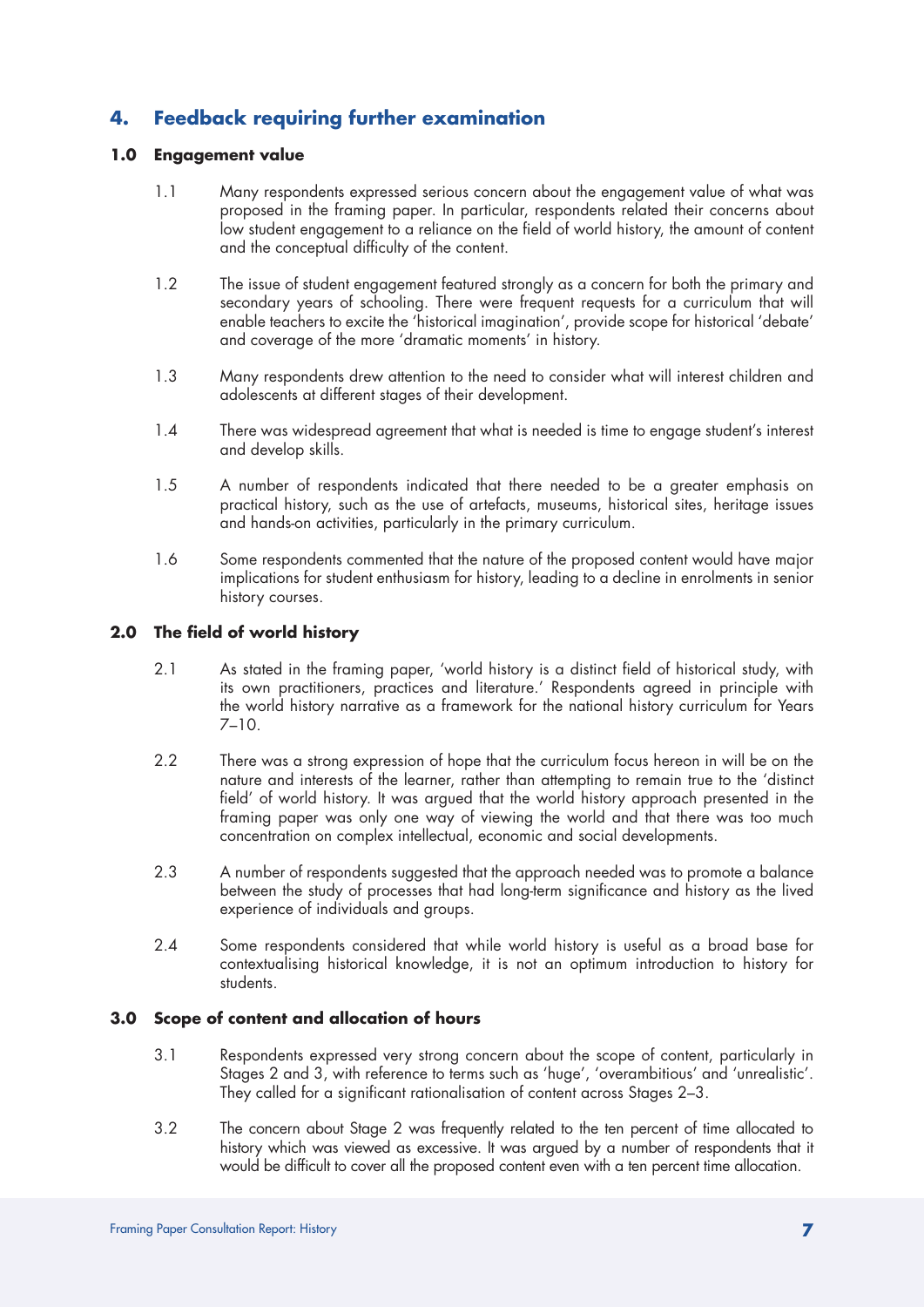## 4. Feedback requiring further examination

### 1.0 Engagement value

1.1 Many respondents expressed serious concern about the engagement value of what was proposed in the framing paper. In particular, respondents related their concerns about low student engagement to a reliance on the field of world history, the amount of content and the conceptual difficulty of the content.

1.2 The issue of student engagement featured strongly as a concern for both the primary and secondary years of schooling. There were frequent requests for a curriculum that will enable teachers to excite the 'historical imagination', provide scope for historical 'debate' and coverage of the more 'dramatic moments' in history.

1.3 Many respondents drew attention to the need to consider what will interest children and adolescents at different stages of their development.

1.4 There was widespread agreement that what is needed is time to engage student's interest and develop skills.

1.5 A number of respondents indicated that there needed to be a greater emphasis on practical history, such as the use of artefacts, museums, historical sites, heritage issues and hands-on activities, particularly in the primary curriculum.

1.6 Some respondents commented that the nature of the proposed content would have major implications for student enthusiasm for history, leading to a decline in enrolments in senior history courses.

### 2.0 The field of world history

2.1 As stated in the framing paper, 'world history is a distinct field of historical study, with its own practitioners, practices and literature.' Respondents agreed in principle with the world history narrative as a framework for the national history curriculum for Years 7–10.

2.2 There was a strong expression of hope that the curriculum focus hereon in will be on the nature and interests of the learner, rather than attempting to remain true to the 'distinct field' of world history. It was argued that the world history approach presented in the framing paper was only one way of viewing the world and that there was too much concentration on complex intellectual, economic and social developments.

2.3 A number of respondents suggested that the approach needed was to promote a balance between the study of processes that had long-term significance and history as the lived experience of individuals and groups.

2.4 Some respondents considered that while world history is useful as a broad base for contextualising historical knowledge, it is not an optimum introduction to history for students.

### 3.0 Scope of content and allocation of hours

3.1 Respondents expressed very strong concern about the scope of content, particularly in Stages 2 and 3, with reference to terms such as 'huge', 'overambitious' and 'unrealistic'. They called for a significant rationalisation of content across Stages 2–3.

3.2 The concern about Stage 2 was frequently related to the ten percent of time allocated to history which was viewed as excessive. It was argued by a number of respondents that it would be difficult to cover all the proposed content even with a ten percent time allocation.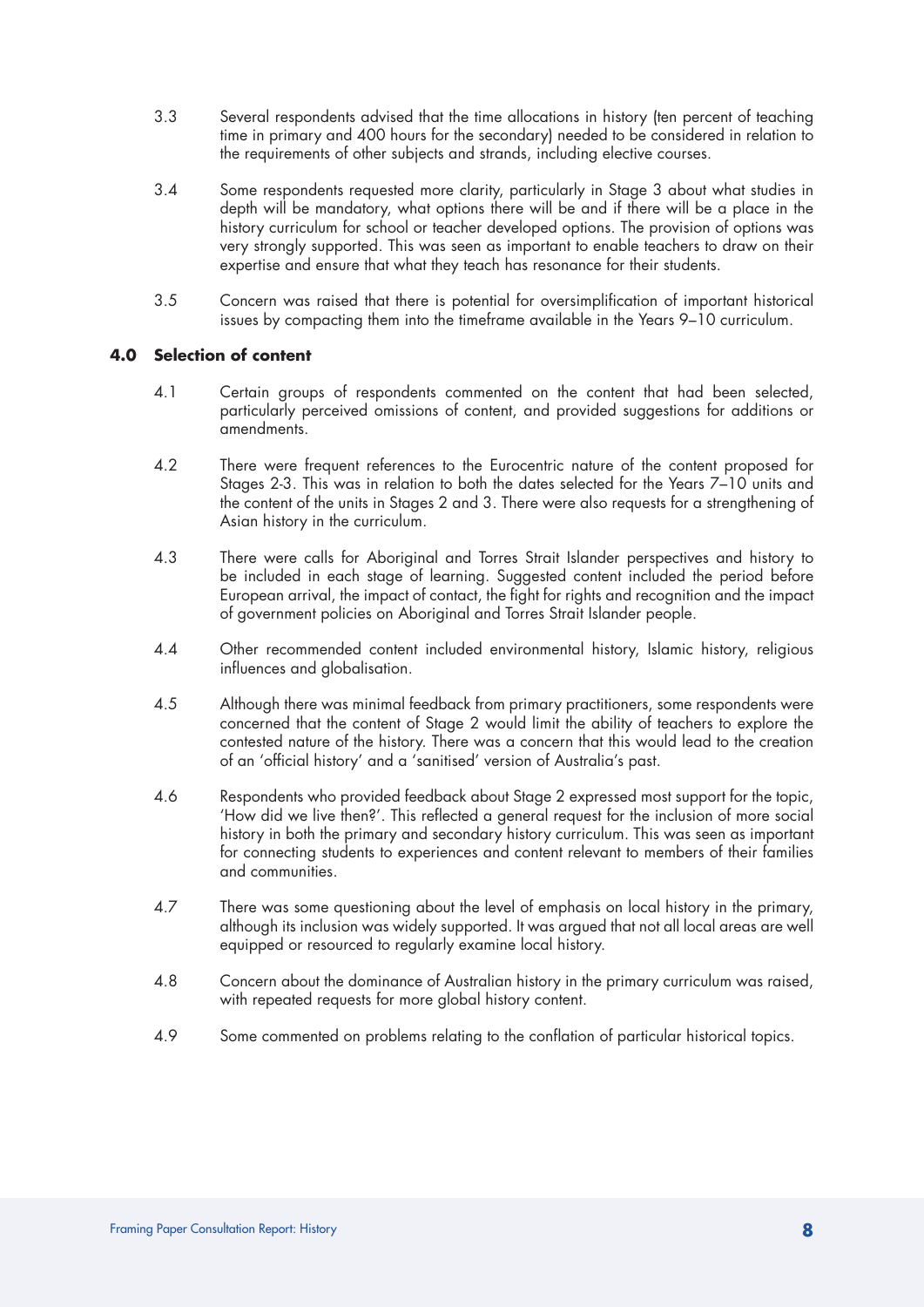3.3 Several respondents advised that the time allocations in history (ten percent of teaching time in primary and 400 hours for the secondary) needed to be considered in relation to the requirements of other subjects and strands, including elective courses.

3.4 Some respondents requested more clarity, particularly in Stage 3 about what studies in depth will be mandatory, what options there will be and if there will be a place in the history curriculum for school or teacher developed options. The provision of options was very strongly supported. This was seen as important to enable teachers to draw on their expertise and ensure that what they teach has resonance for their students.

3.5 Concern was raised that there is potential for oversimplification of important historical issues by compacting them into the timeframe available in the Years 9–10 curriculum.

## 4.0 Selection of content

4.1 Certain groups of respondents commented on the content that had been selected, particularly perceived omissions of content, and provided suggestions for additions or amendments.

4.2 There were frequent references to the Eurocentric nature of the content proposed for Stages 2-3. This was in relation to both the dates selected for the Years 7–10 units and the content of the units in Stages 2 and 3. There were also requests for a strengthening of Asian history in the curriculum.

4.3 There were calls for Aboriginal and Torres Strait Islander perspectives and history to be included in each stage of learning. Suggested content included the period before European arrival, the impact of contact, the fight for rights and recognition and the impact of government policies on Aboriginal and Torres Strait Islander people.

4.4 Other recommended content included environmental history, Islamic history, religious influences and globalisation.

4.5 Although there was minimal feedback from primary practitioners, some respondents were concerned that the content of Stage 2 would limit the ability of teachers to explore the contested nature of the history. There was a concern that this would lead to the creation of an 'official history' and a 'sanitised' version of Australia's past.

4.6 Respondents who provided feedback about Stage 2 expressed most support for the topic, 'How did we live then?'. This reflected a general request for the inclusion of more social history in both the primary and secondary history curriculum. This was seen as important for connecting students to experiences and content relevant to members of their families and communities.

4.7 There was some questioning about the level of emphasis on local history in the primary, although its inclusion was widely supported. It was argued that not all local areas are well equipped or resourced to regularly examine local history.

4.8 Concern about the dominance of Australian history in the primary curriculum was raised, with repeated requests for more global history content.

4.9 Some commented on problems relating to the conflation of particular historical topics.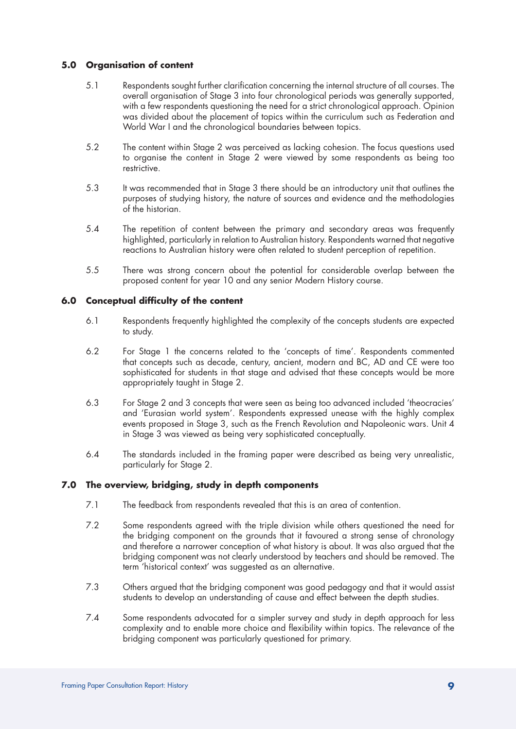## 5.0 Organisation of content

5.1 Respondents sought further clarification concerning the internal structure of all courses. The overall organisation of Stage 3 into four chronological periods was generally supported, with a few respondents questioning the need for a strict chronological approach. Opinion was divided about the placement of topics within the curriculum such as Federation and World War I and the chronological boundaries between topics.

5.2 The content within Stage 2 was perceived as lacking cohesion. The focus questions used to organise the content in Stage 2 were viewed by some respondents as being too restrictive.

5.3 It was recommended that in Stage 3 there should be an introductory unit that outlines the purposes of studying history, the nature of sources and evidence and the methodologies of the historian.

5.4 The repetition of content between the primary and secondary areas was frequently highlighted, particularly in relation to Australian history. Respondents warned that negative reactions to Australian history were often related to student perception of repetition.

5.5 There was strong concern about the potential for considerable overlap between the proposed content for year 10 and any senior Modern History course.

## 6.0 Conceptual difficulty of the content

6.1 Respondents frequently highlighted the complexity of the concepts students are expected to study.

6.2 For Stage 1 the concerns related to the 'concepts of time'. Respondents commented that concepts such as decade, century, ancient, modern and BC, AD and CE were too sophisticated for students in that stage and advised that these concepts would be more appropriately taught in Stage 2.

6.3 For Stage 2 and 3 concepts that were seen as being too advanced included 'theocracies' and 'Eurasian world system'. Respondents expressed unease with the highly complex events proposed in Stage 3, such as the French Revolution and Napoleonic wars. Unit 4 in Stage 3 was viewed as being very sophisticated conceptually.

6.4 The standards included in the framing paper were described as being very unrealistic, particularly for Stage 2.

## 7.0 The overview, bridging, study in depth components

7.1 The feedback from respondents revealed that this is an area of contention.

7.2 Some respondents agreed with the triple division while others questioned the need for the bridging component on the grounds that it favoured a strong sense of chronology and therefore a narrower conception of what history is about. It was also argued that the bridging component was not clearly understood by teachers and should be removed. The term 'historical context' was suggested as an alternative.

7.3 Others argued that the bridging component was good pedagogy and that it would assist students to develop an understanding of cause and effect between the depth studies.

7.4 Some respondents advocated for a simpler survey and study in depth approach for less complexity and to enable more choice and flexibility within topics. The relevance of the bridging component was particularly questioned for primary.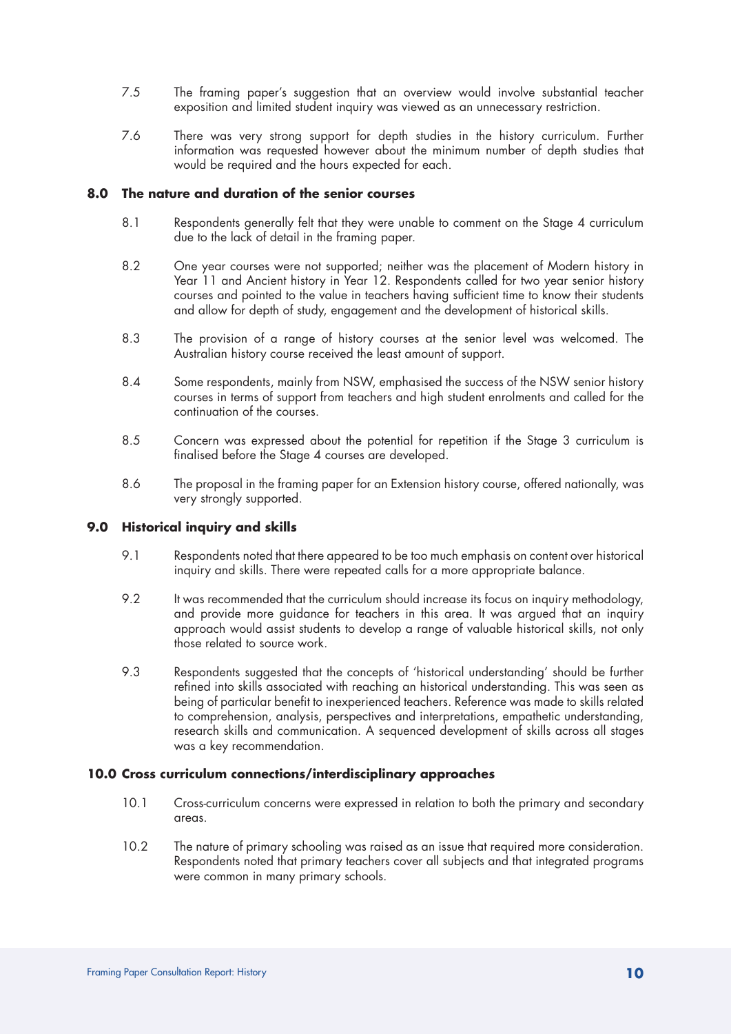7.5 The framing paper's suggestion that an overview would involve substantial teacher exposition and limited student inquiry was viewed as an unnecessary restriction.

7.6 There was very strong support for depth studies in the history curriculum. Further information was requested however about the minimum number of depth studies that would be required and the hours expected for each.

## 8.0 The nature and duration of the senior courses

8.1 Respondents generally felt that they were unable to comment on the Stage 4 curriculum due to the lack of detail in the framing paper.

8.2 One year courses were not supported; neither was the placement of Modern history in Year 11 and Ancient history in Year 12. Respondents called for two year senior history courses and pointed to the value in teachers having sufficient time to know their students and allow for depth of study, engagement and the development of historical skills.

8.3 The provision of a range of history courses at the senior level was welcomed. The Australian history course received the least amount of support.

8.4 Some respondents, mainly from NSW, emphasised the success of the NSW senior history courses in terms of support from teachers and high student enrolments and called for the continuation of the courses.

8.5 Concern was expressed about the potential for repetition if the Stage 3 curriculum is finalised before the Stage 4 courses are developed.

8.6 The proposal in the framing paper for an Extension history course, offered nationally, was very strongly supported.

## 9.0 Historical inquiry and skills

9.1 Respondents noted that there appeared to be too much emphasis on content over historical inquiry and skills. There were repeated calls for a more appropriate balance.

9.2 It was recommended that the curriculum should increase its focus on inquiry methodology, and provide more guidance for teachers in this area. It was argued that an inquiry approach would assist students to develop a range of valuable historical skills, not only those related to source work.

9.3 Respondents suggested that the concepts of 'historical understanding' should be further refined into skills associated with reaching an historical understanding. This was seen as being of particular benefit to inexperienced teachers. Reference was made to skills related to comprehension, analysis, perspectives and interpretations, empathetic understanding, research skills and communication. A sequenced development of skills across all stages was a key recommendation.

## 10.0 Cross curriculum connections/interdisciplinary approaches

10.1 Cross-curriculum concerns were expressed in relation to both the primary and secondary areas.

10.2 The nature of primary schooling was raised as an issue that required more consideration. Respondents noted that primary teachers cover all subjects and that integrated programs were common in many primary schools.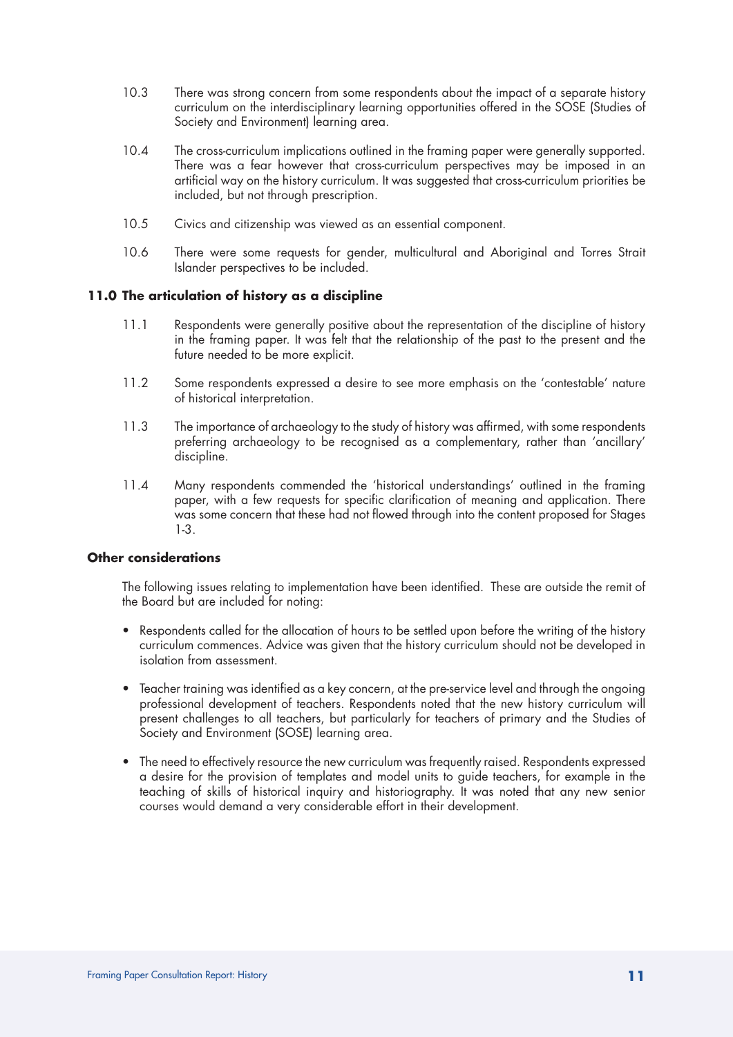10.3 There was strong concern from some respondents about the impact of a separate history curriculum on the interdisciplinary learning opportunities offered in the SOSE (Studies of Society and Environment) learning area.

10.4 The cross-curriculum implications outlined in the framing paper were generally supported. There was a fear however that cross-curriculum perspectives may be imposed in an artificial way on the history curriculum. It was suggested that cross-curriculum priorities be included, but not through prescription.

10.5 Civics and citizenship was viewed as an essential component.

10.6 There were some requests for gender, multicultural and Aboriginal and Torres Strait Islander perspectives to be included.

### 11.0 The articulation of history as a discipline

11.1 Respondents were generally positive about the representation of the discipline of history in the framing paper. It was felt that the relationship of the past to the present and the future needed to be more explicit.

11.2 Some respondents expressed a desire to see more emphasis on the 'contestable' nature of historical interpretation.

11.3 The importance of archaeology to the study of history was affirmed, with some respondents preferring archaeology to be recognised as a complementary, rather than 'ancillary' discipline.

11.4 Many respondents commended the 'historical understandings' outlined in the framing paper, with a few requests for specific clarification of meaning and application. There was some concern that these had not flowed through into the content proposed for Stages 1-3.

### Other considerations

The following issues relating to implementation have been identified. These are outside the remit of the Board but are included for noting:

- Respondents called for the allocation of hours to be settled upon before the writing of the history curriculum commences. Advice was given that the history curriculum should not be developed in isolation from assessment.
- Teacher training was identified as a key concern, at the pre-service level and through the ongoing professional development of teachers. Respondents noted that the new history curriculum will present challenges to all teachers, but particularly for teachers of primary and the Studies of Society and Environment (SOSE) learning area.
- The need to effectively resource the new curriculum was frequently raised. Respondents expressed a desire for the provision of templates and model units to guide teachers, for example in the teaching of skills of historical inquiry and historiography. It was noted that any new senior courses would demand a very considerable effort in their development.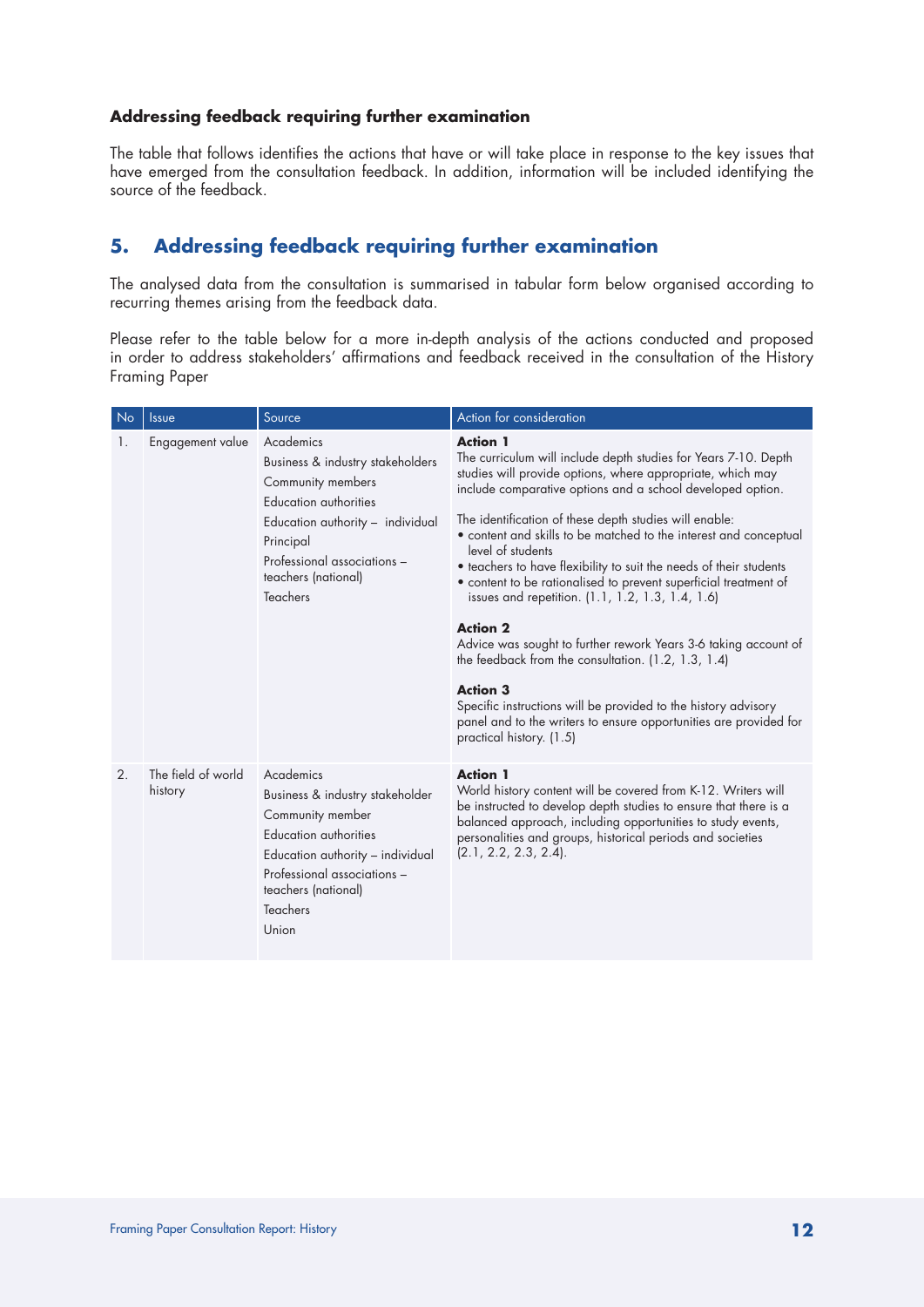**Addressing feedback requiring further examination**

The table that follows identifies the actions that have or will take place in response to the key issues that have emerged from the consultation feedback. In addition, information will be included identifying the source of the feedback.

## 5. Addressing feedback requiring further examination

The analysed data from the consultation is summarised in tabular form below organised according to recurring themes arising from the feedback data.

Please refer to the table below for a more in-depth analysis of the actions conducted and proposed in order to address stakeholders' affirmations and feedback received in the consultation of the History Framing Paper

| No | Issue | Source | Action for consideration |
|---|---|---|---|
| 1. | Engagement value | Academics<br>Business & industry stakeholders<br>Community members<br>Education authorities<br>Education authority – individual<br>Principal<br>Professional associations – teachers (national)<br>Teachers | **Action 1**<br>The curriculum will include depth studies for Years 7-10. Depth studies will provide options, where appropriate, which may include comparative options and a school developed option.<br><br>The identification of these depth studies will enable:<br>• content and skills to be matched to the interest and conceptual level of students<br>• teachers to have flexibility to suit the needs of their students<br>• content to be rationalised to prevent superficial treatment of issues and repetition. (1.1, 1.2, 1.3, 1.4, 1.6)<br><br>**Action 2**<br>Advice was sought to further rework Years 3-6 taking account of the feedback from the consultation. (1.2, 1.3, 1.4)<br><br>**Action 3**<br>Specific instructions will be provided to the history advisory panel and to the writers to ensure opportunities are provided for practical history. (1.5) |
| 2. | The field of world history | Academics<br>Business & industry stakeholder<br>Community member<br>Education authorities<br>Education authority – individual<br>Professional associations – teachers (national)<br>Teachers<br>Union | **Action 1**<br>World history content will be covered from K-12. Writers will be instructed to develop depth studies to ensure that there is a balanced approach, including opportunities to study events, personalities and groups, historical periods and societies (2.1, 2.2, 2.3, 2.4). |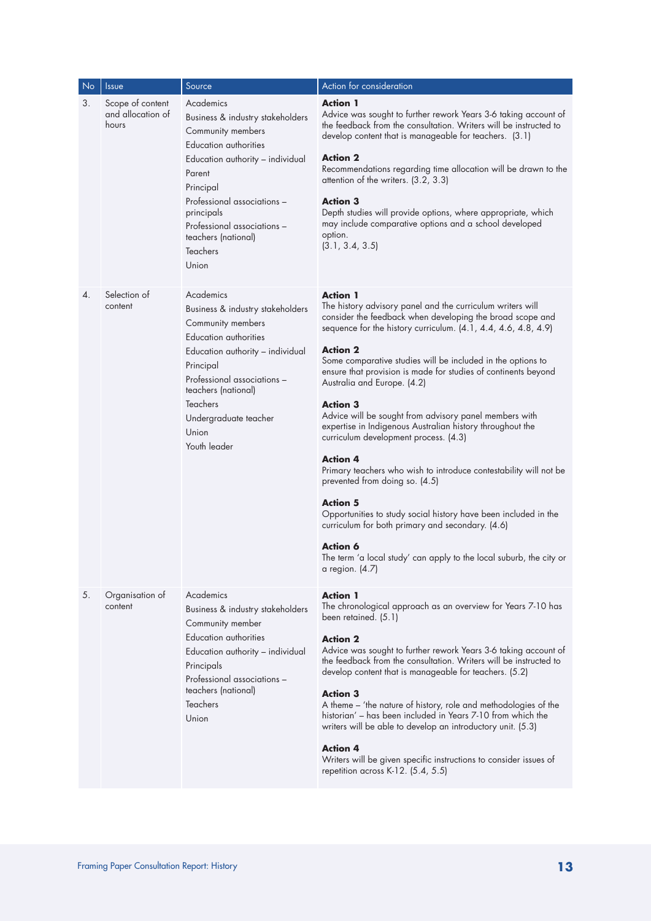| No | Issue | Source | Action for consideration |
|---|---|---|---|
| 3. | Scope of content and allocation of hours | Academics<br>Business & industry stakeholders<br>Community members<br>Education authorities<br>Education authority – individual<br>Parent<br>Principal<br>Professional associations – principals<br>Professional associations – teachers (national)<br>Teachers<br>Union | **Action 1**<br>Advice was sought to further rework Years 3-6 taking account of the feedback from the consultation. Writers will be instructed to develop content that is manageable for teachers. (3.1)<br><br>**Action 2**<br>Recommendations regarding time allocation will be drawn to the attention of the writers. (3.2, 3.3)<br><br>**Action 3**<br>Depth studies will provide options, where appropriate, which may include comparative options and a school developed option.<br>(3.1, 3.4, 3.5) |
| 4. | Selection of content | Academics<br>Business & industry stakeholders<br>Community members<br>Education authorities<br>Education authority – individual<br>Principal<br>Professional associations – teachers (national)<br>Teachers<br>Undergraduate teacher<br>Union<br>Youth leader | **Action 1**<br>The history advisory panel and the curriculum writers will consider the feedback when developing the broad scope and sequence for the history curriculum. (4.1, 4.4, 4.6, 4.8, 4.9)<br><br>**Action 2**<br>Some comparative studies will be included in the options to ensure that provision is made for studies of continents beyond Australia and Europe. (4.2)<br><br>**Action 3**<br>Advice will be sought from advisory panel members with expertise in Indigenous Australian history throughout the curriculum development process. (4.3)<br><br>**Action 4**<br>Primary teachers who wish to introduce contestability will not be prevented from doing so. (4.5)<br><br>**Action 5**<br>Opportunities to study social history have been included in the curriculum for both primary and secondary. (4.6)<br><br>**Action 6**<br>The term 'a local study' can apply to the local suburb, the city or a region. (4.7) |
| 5. | Organisation of content | Academics<br>Business & industry stakeholders<br>Community member<br>Education authorities<br>Education authority – individual<br>Principals<br>Professional associations – teachers (national)<br>Teachers<br>Union | **Action 1**<br>The chronological approach as an overview for Years 7-10 has been retained. (5.1)<br><br>**Action 2**<br>Advice was sought to further rework Years 3-6 taking account of the feedback from the consultation. Writers will be instructed to develop content that is manageable for teachers. (5.2)<br><br>**Action 3**<br>A theme – 'the nature of history, role and methodologies of the historian' – has been included in Years 7-10 from which the writers will be able to develop an introductory unit. (5.3)<br><br>**Action 4**<br>Writers will be given specific instructions to consider issues of repetition across K-12. (5.4, 5.5) |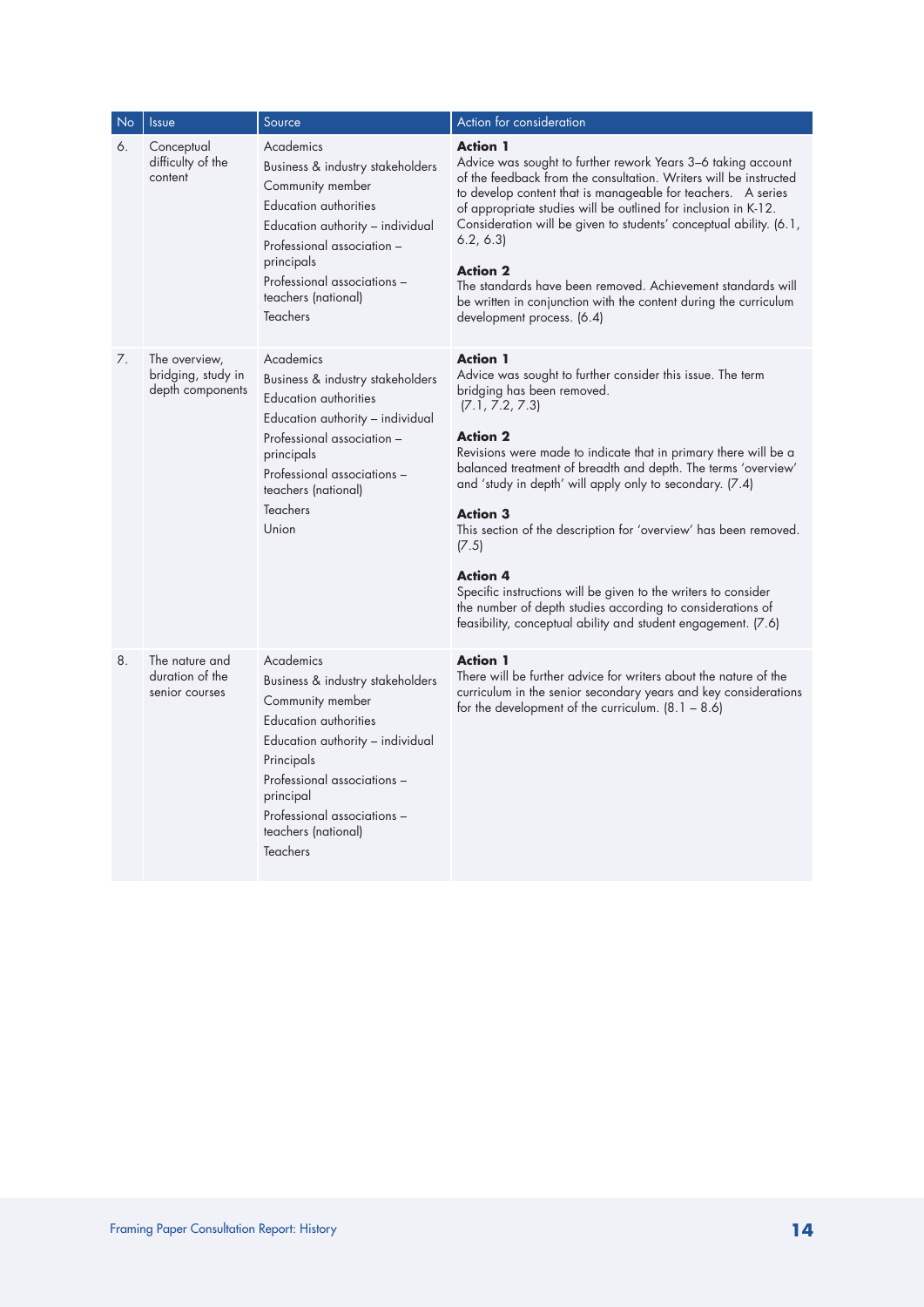| No | Issue | Source | Action for consideration |
| --- | --- | --- | --- |
| 6. | Conceptual difficulty of the content | Academics<br>Business & industry stakeholders<br>Community member<br>Education authorities<br>Education authority – individual<br>Professional association – principals<br>Professional associations – teachers (national)<br>Teachers | **Action 1**<br>Advice was sought to further rework Years 3–6 taking account of the feedback from the consultation. Writers will be instructed to develop content that is manageable for teachers. A series of appropriate studies will be outlined for inclusion in K-12. Consideration will be given to students' conceptual ability. (6.1, 6.2, 6.3)<br><br>**Action 2**<br>The standards have been removed. Achievement standards will be written in conjunction with the content during the curriculum development process. (6.4) |
| 7. | The overview, bridging, study in depth components | Academics<br>Business & industry stakeholders<br>Education authorities<br>Education authority – individual<br>Professional association – principals<br>Professional associations – teachers (national)<br>Teachers<br>Union | **Action 1**<br>Advice was sought to further consider this issue. The term bridging has been removed. (7.1, 7.2, 7.3)<br><br>**Action 2**<br>Revisions were made to indicate that in primary there will be a balanced treatment of breadth and depth. The terms 'overview' and 'study in depth' will apply only to secondary. (7.4)<br><br>**Action 3**<br>This section of the description for 'overview' has been removed. (7.5)<br><br>**Action 4**<br>Specific instructions will be given to the writers to consider the number of depth studies according to considerations of feasibility, conceptual ability and student engagement. (7.6) |
| 8. | The nature and duration of the senior courses | Academics<br>Business & industry stakeholders<br>Community member<br>Education authorities<br>Education authority – individual<br>Principals<br>Professional associations – principal<br>Professional associations – teachers (national)<br>Teachers | **Action 1**<br>There will be further advice for writers about the nature of the curriculum in the senior secondary years and key considerations for the development of the curriculum. (8.1 – 8.6) |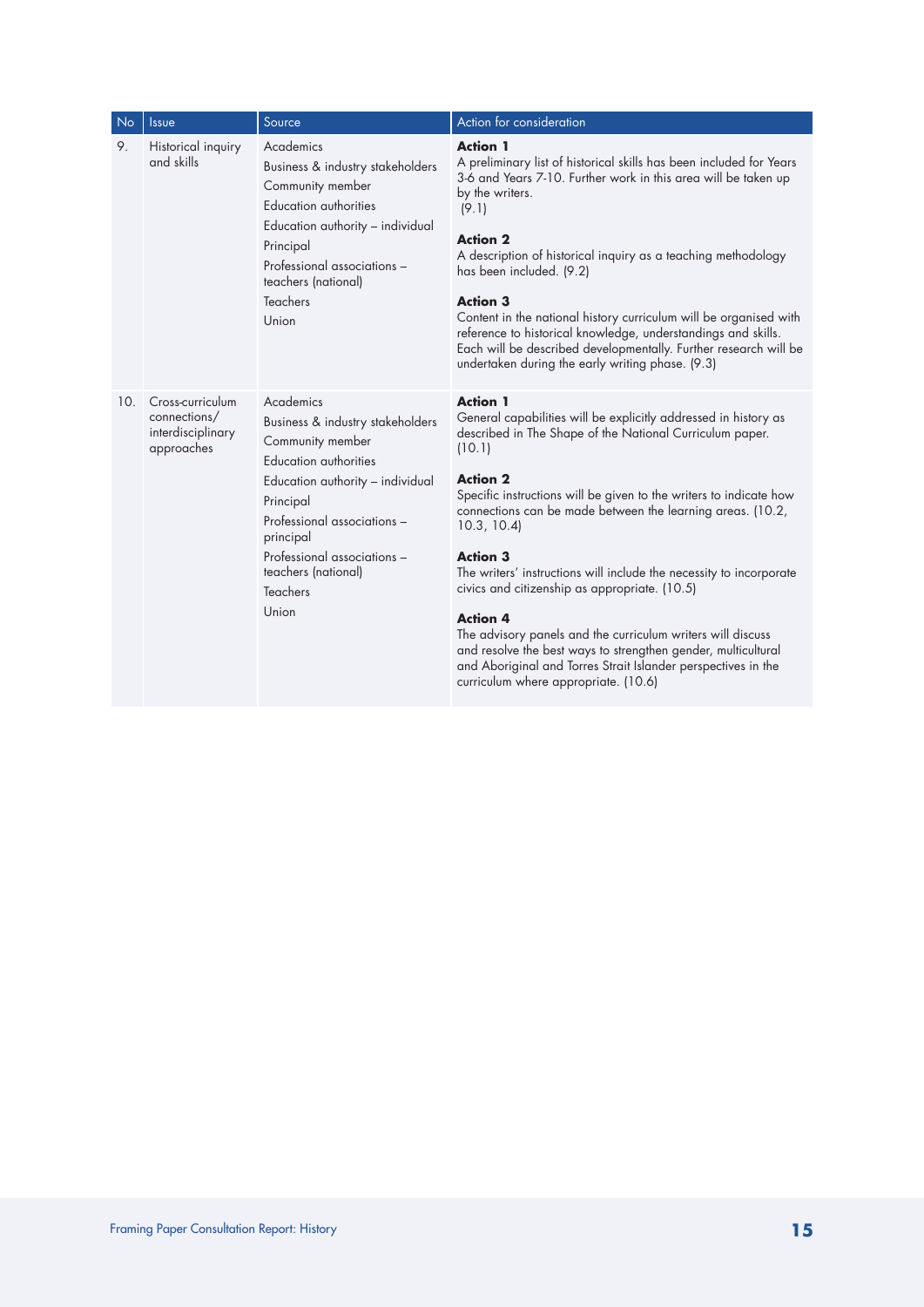| No | Issue | Source | Action for consideration |
| --- | --- | --- | --- |
| 9. | Historical inquiry and skills | Academics<br>Business & industry stakeholders<br>Community member<br>Education authorities<br>Education authority – individual<br>Principal<br>Professional associations – teachers (national)<br>Teachers<br>Union | **Action 1**<br>A preliminary list of historical skills has been included for Years 3-6 and Years 7-10. Further work in this area will be taken up by the writers. (9.1)<br><br>**Action 2**<br>A description of historical inquiry as a teaching methodology has been included. (9.2)<br><br>**Action 3**<br>Content in the national history curriculum will be organised with reference to historical knowledge, understandings and skills. Each will be described developmentally. Further research will be undertaken during the early writing phase. (9.3) |
| 10. | Cross-curriculum connections/ interdisciplinary approaches | Academics<br>Business & industry stakeholders<br>Community member<br>Education authorities<br>Education authority – individual<br>Principal<br>Professional associations – principal<br>Professional associations – teachers (national)<br>Teachers<br>Union | **Action 1**<br>General capabilities will be explicitly addressed in history as described in The Shape of the National Curriculum paper. (10.1)<br><br>**Action 2**<br>Specific instructions will be given to the writers to indicate how connections can be made between the learning areas. (10.2, 10.3, 10.4)<br><br>**Action 3**<br>The writers' instructions will include the necessity to incorporate civics and citizenship as appropriate. (10.5)<br><br>**Action 4**<br>The advisory panels and the curriculum writers will discuss and resolve the best ways to strengthen gender, multicultural and Aboriginal and Torres Strait Islander perspectives in the curriculum where appropriate. (10.6) |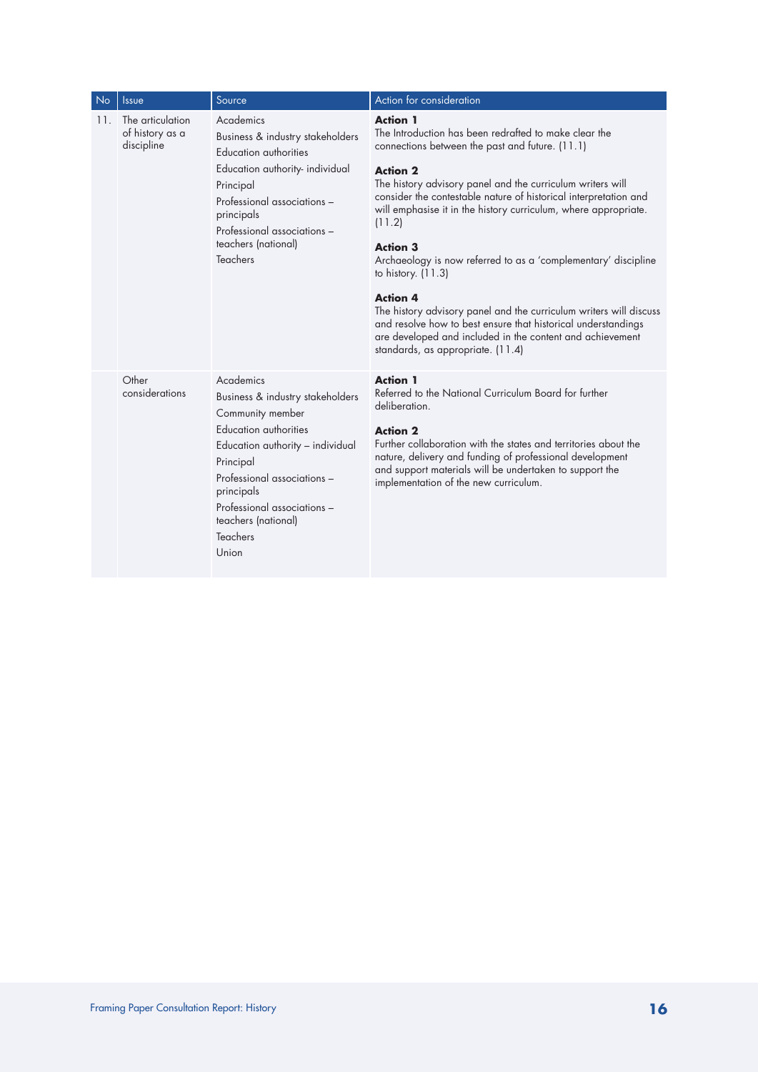| No | Issue | Source | Action for consideration |
|---|---|---|---|
| 11. | The articulation of history as a discipline | Academics<br>Business & industry stakeholders<br>Education authorities<br>Education authority- individual<br>Principal<br>Professional associations – principals<br>Professional associations – teachers (national)<br>Teachers | **Action 1**<br>The Introduction has been redrafted to make clear the connections between the past and future. (11.1)<br><br>**Action 2**<br>The history advisory panel and the curriculum writers will consider the contestable nature of historical interpretation and will emphasise it in the history curriculum, where appropriate. (11.2)<br><br>**Action 3**<br>Archaeology is now referred to as a 'complementary' discipline to history. (11.3)<br><br>**Action 4**<br>The history advisory panel and the curriculum writers will discuss and resolve how to best ensure that historical understandings are developed and included in the content and achievement standards, as appropriate. (11.4) |
| | Other considerations | Academics<br>Business & industry stakeholders<br>Community member<br>Education authorities<br>Education authority – individual<br>Principal<br>Professional associations – principals<br>Professional associations – teachers (national)<br>Teachers<br>Union | **Action 1**<br>Referred to the National Curriculum Board for further deliberation.<br><br>**Action 2**<br>Further collaboration with the states and territories about the nature, delivery and funding of professional development and support materials will be undertaken to support the implementation of the new curriculum. |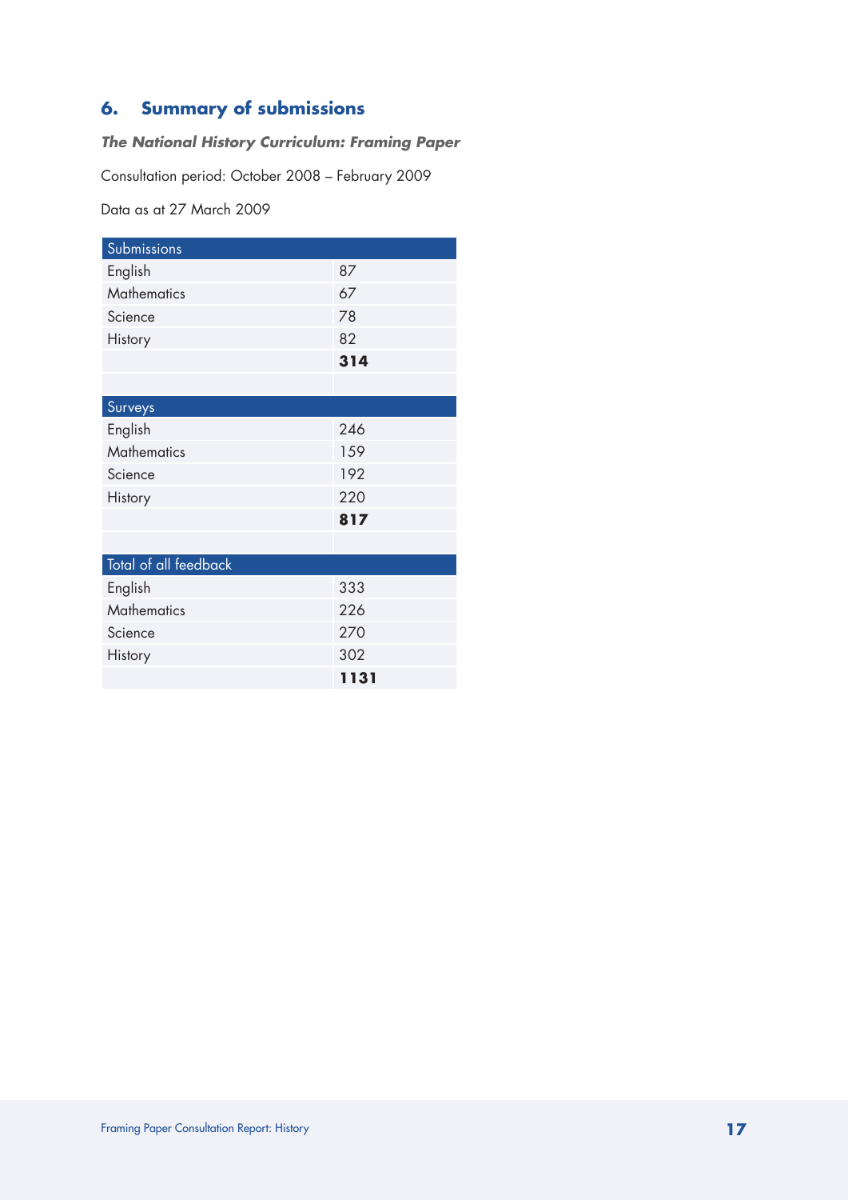## 6. Summary of submissions

***The National History Curriculum: Framing Paper***

Consultation period: October 2008 – February 2009

Data as at 27 March 2009

| Submissions | |
|---|---|
| English | 87 |
| Mathematics | 67 |
| Science | 78 |
| History | 82 |
| | **314** |
| | |
| **Surveys** | |
| English | 246 |
| Mathematics | 159 |
| Science | 192 |
| History | 220 |
| | **817** |
| | |
| **Total of all feedback** | |
| English | 333 |
| Mathematics | 226 |
| Science | 270 |
| History | 302 |
| | **1131** |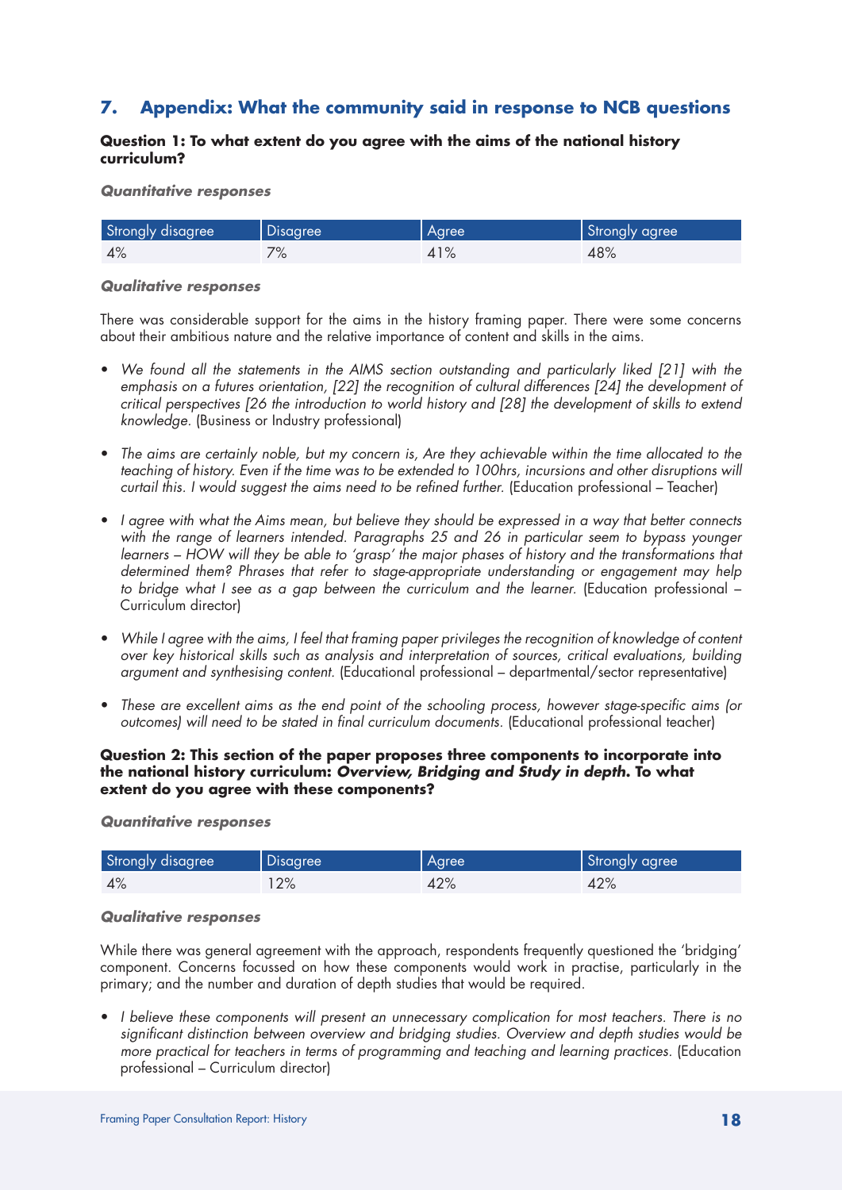## 7. Appendix: What the community said in response to NCB questions

**Question 1: To what extent do you agree with the aims of the national history curriculum?**

***Quantitative responses***

| Strongly disagree | Disagree | Agree | Strongly agree |
|---|---|---|---|
| 4% | 7% | 41% | 48% |

***Qualitative responses***

There was considerable support for the aims in the history framing paper. There were some concerns about their ambitious nature and the relative importance of content and skills in the aims.

- *We found all the statements in the AIMS section outstanding and particularly liked [21] with the emphasis on a futures orientation, [22] the recognition of cultural differences [24] the development of critical perspectives [26 the introduction to world history and [28] the development of skills to extend knowledge.* (Business or Industry professional)

- *The aims are certainly noble, but my concern is, Are they achievable within the time allocated to the teaching of history. Even if the time was to be extended to 100hrs, incursions and other disruptions will curtail this. I would suggest the aims need to be refined further.* (Education professional – Teacher)

- *I agree with what the Aims mean, but believe they should be expressed in a way that better connects with the range of learners intended. Paragraphs 25 and 26 in particular seem to bypass younger learners – HOW will they be able to 'grasp' the major phases of history and the transformations that determined them? Phrases that refer to stage-appropriate understanding or engagement may help to bridge what I see as a gap between the curriculum and the learner.* (Education professional – Curriculum director)

- *While I agree with the aims, I feel that framing paper privileges the recognition of knowledge of content over key historical skills such as analysis and interpretation of sources, critical evaluations, building argument and synthesising content.* (Educational professional – departmental/sector representative)

- *These are excellent aims as the end point of the schooling process, however stage-specific aims (or outcomes) will need to be stated in final curriculum documents.* (Educational professional teacher)

**Question 2: This section of the paper proposes three components to incorporate into the national history curriculum: *Overview, Bridging and Study in depth*. To what extent do you agree with these components?**

***Quantitative responses***

| Strongly disagree | Disagree | Agree | Strongly agree |
|---|---|---|---|
| 4% | 12% | 42% | 42% |

***Qualitative responses***

While there was general agreement with the approach, respondents frequently questioned the 'bridging' component. Concerns focussed on how these components would work in practise, particularly in the primary; and the number and duration of depth studies that would be required.

- *I believe these components will present an unnecessary complication for most teachers. There is no significant distinction between overview and bridging studies. Overview and depth studies would be more practical for teachers in terms of programming and teaching and learning practices.* (Education professional – Curriculum director)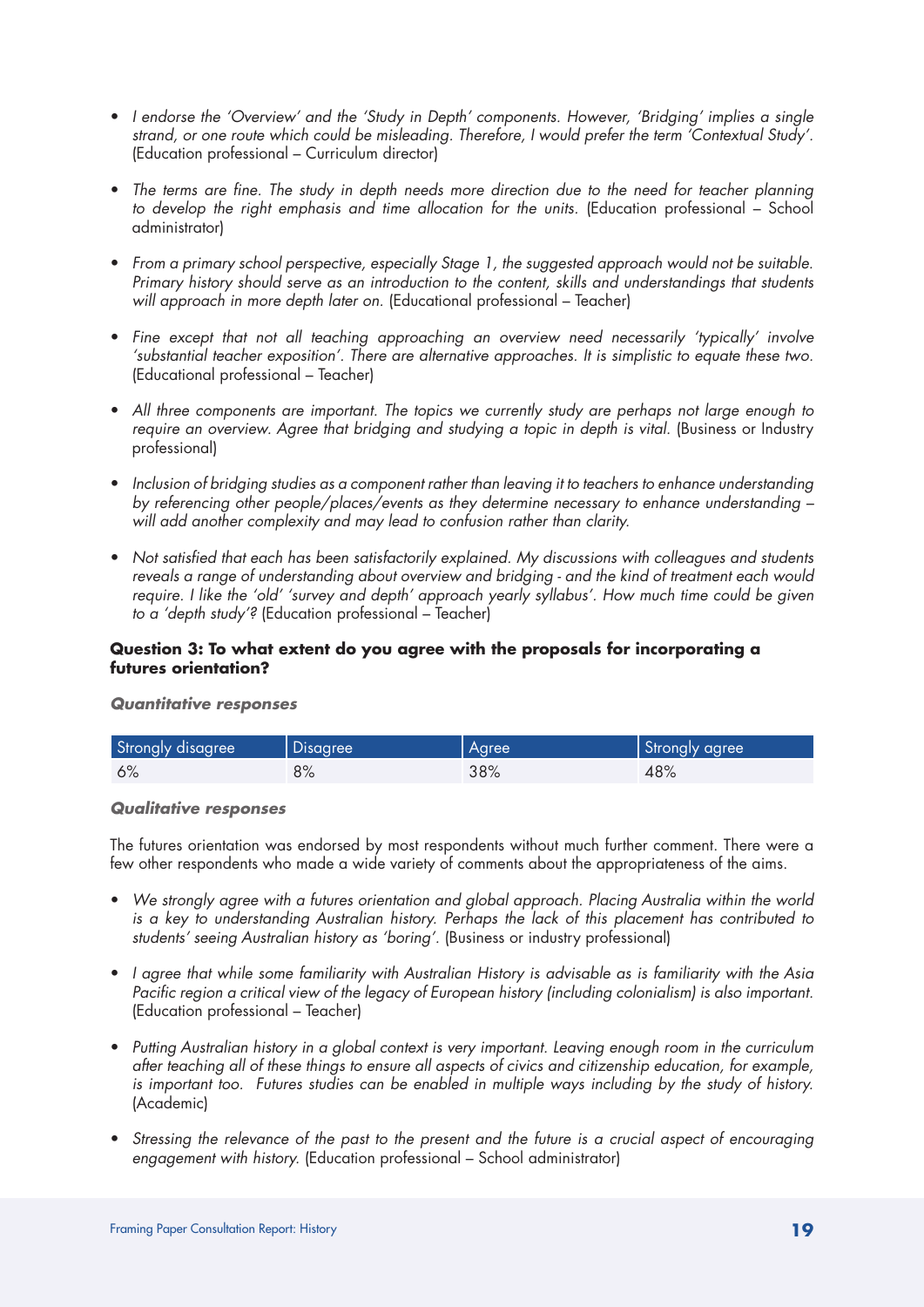- *I endorse the 'Overview' and the 'Study in Depth' components. However, 'Bridging' implies a single strand, or one route which could be misleading. Therefore, I would prefer the term 'Contextual Study'.* (Education professional – Curriculum director)

- *The terms are fine. The study in depth needs more direction due to the need for teacher planning to develop the right emphasis and time allocation for the units.* (Education professional – School administrator)

- *From a primary school perspective, especially Stage 1, the suggested approach would not be suitable. Primary history should serve as an introduction to the content, skills and understandings that students will approach in more depth later on.* (Educational professional – Teacher)

- *Fine except that not all teaching approaching an overview need necessarily 'typically' involve 'substantial teacher exposition'. There are alternative approaches. It is simplistic to equate these two.* (Educational professional – Teacher)

- *All three components are important. The topics we currently study are perhaps not large enough to require an overview. Agree that bridging and studying a topic in depth is vital.* (Business or Industry professional)

- *Inclusion of bridging studies as a component rather than leaving it to teachers to enhance understanding by referencing other people/places/events as they determine necessary to enhance understanding – will add another complexity and may lead to confusion rather than clarity.*

- *Not satisfied that each has been satisfactorily explained. My discussions with colleagues and students reveals a range of understanding about overview and bridging - and the kind of treatment each would require. I like the 'old' 'survey and depth' approach yearly syllabus'. How much time could be given to a 'depth study'?* (Education professional – Teacher)

**Question 3: To what extent do you agree with the proposals for incorporating a futures orientation?**

***Quantitative responses***

| Strongly disagree | Disagree | Agree | Strongly agree |
|---|---|---|---|
| 6% | 8% | 38% | 48% |

***Qualitative responses***

The futures orientation was endorsed by most respondents without much further comment. There were a few other respondents who made a wide variety of comments about the appropriateness of the aims.

- *We strongly agree with a futures orientation and global approach. Placing Australia within the world is a key to understanding Australian history. Perhaps the lack of this placement has contributed to students' seeing Australian history as 'boring'.* (Business or industry professional)

- *I agree that while some familiarity with Australian History is advisable as is familiarity with the Asia Pacific region a critical view of the legacy of European history (including colonialism) is also important.* (Education professional – Teacher)

- *Putting Australian history in a global context is very important. Leaving enough room in the curriculum after teaching all of these things to ensure all aspects of civics and citizenship education, for example, is important too. Futures studies can be enabled in multiple ways including by the study of history.* (Academic)

- *Stressing the relevance of the past to the present and the future is a crucial aspect of encouraging engagement with history.* (Education professional – School administrator)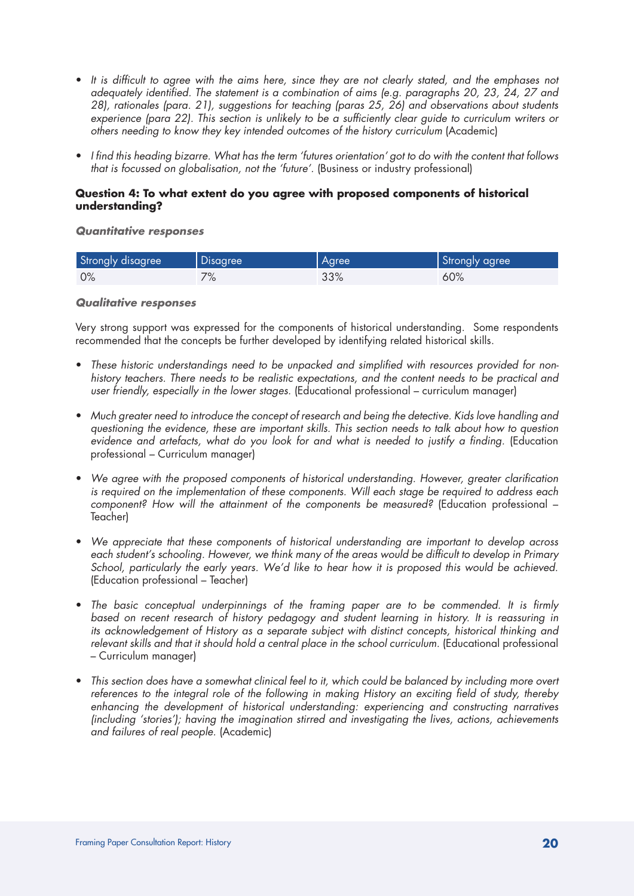- *It is difficult to agree with the aims here, since they are not clearly stated, and the emphases not adequately identified. The statement is a combination of aims (e.g. paragraphs 20, 23, 24, 27 and 28), rationales (para. 21), suggestions for teaching (paras 25, 26) and observations about students experience (para 22). This section is unlikely to be a sufficiently clear guide to curriculum writers or others needing to know they key intended outcomes of the history curriculum* (Academic)

- *I find this heading bizarre. What has the term 'futures orientation' got to do with the content that follows that is focussed on globalisation, not the 'future'.* (Business or industry professional)

**Question 4: To what extent do you agree with proposed components of historical understanding?**

***Quantitative responses***

| Strongly disagree | Disagree | Agree | Strongly agree |
|---|---|---|---|
| 0% | 7% | 33% | 60% |

***Qualitative responses***

Very strong support was expressed for the components of historical understanding. Some respondents recommended that the concepts be further developed by identifying related historical skills.

- *These historic understandings need to be unpacked and simplified with resources provided for non-history teachers. There needs to be realistic expectations, and the content needs to be practical and user friendly, especially in the lower stages.* (Educational professional – curriculum manager)

- *Much greater need to introduce the concept of research and being the detective. Kids love handling and questioning the evidence, these are important skills. This section needs to talk about how to question evidence and artefacts, what do you look for and what is needed to justify a finding.* (Education professional – Curriculum manager)

- *We agree with the proposed components of historical understanding. However, greater clarification is required on the implementation of these components. Will each stage be required to address each component? How will the attainment of the components be measured?* (Education professional – Teacher)

- *We appreciate that these components of historical understanding are important to develop across each student's schooling. However, we think many of the areas would be difficult to develop in Primary School, particularly the early years. We'd like to hear how it is proposed this would be achieved.* (Education professional – Teacher)

- *The basic conceptual underpinnings of the framing paper are to be commended. It is firmly based on recent research of history pedagogy and student learning in history. It is reassuring in its acknowledgement of History as a separate subject with distinct concepts, historical thinking and relevant skills and that it should hold a central place in the school curriculum.* (Educational professional – Curriculum manager)

- *This section does have a somewhat clinical feel to it, which could be balanced by including more overt references to the integral role of the following in making History an exciting field of study, thereby enhancing the development of historical understanding: experiencing and constructing narratives (including 'stories'); having the imagination stirred and investigating the lives, actions, achievements and failures of real people.* (Academic)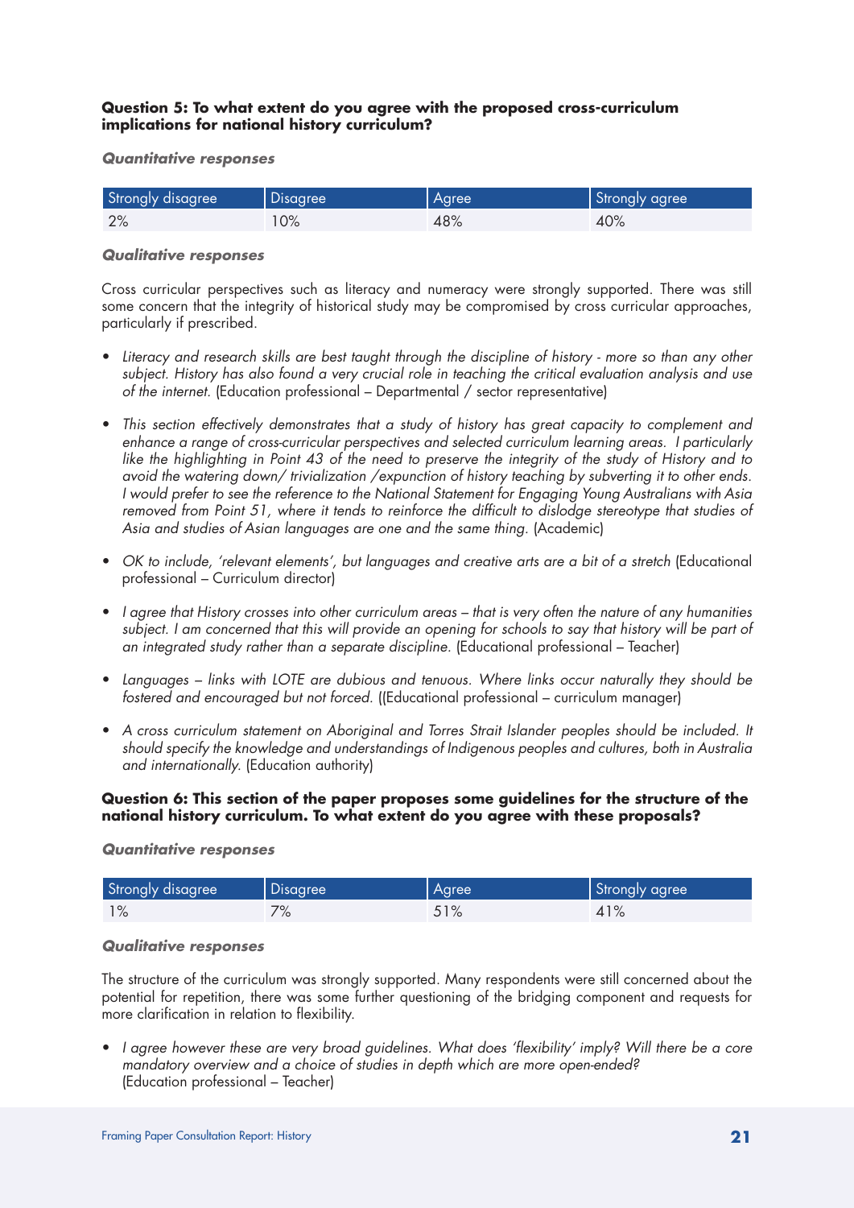**Question 5: To what extent do you agree with the proposed cross-curriculum implications for national history curriculum?**

***Quantitative responses***

| Strongly disagree | Disagree | Agree | Strongly agree |
|---|---|---|---|
| 2% | 10% | 48% | 40% |

***Qualitative responses***

Cross curricular perspectives such as literacy and numeracy were strongly supported. There was still some concern that the integrity of historical study may be compromised by cross curricular approaches, particularly if prescribed.

- *Literacy and research skills are best taught through the discipline of history - more so than any other subject. History has also found a very crucial role in teaching the critical evaluation analysis and use of the internet.* (Education professional – Departmental / sector representative)

- *This section effectively demonstrates that a study of history has great capacity to complement and enhance a range of cross-curricular perspectives and selected curriculum learning areas. I particularly like the highlighting in Point 43 of the need to preserve the integrity of the study of History and to avoid the watering down/ trivialization /expunction of history teaching by subverting it to other ends. I would prefer to see the reference to the National Statement for Engaging Young Australians with Asia removed from Point 51, where it tends to reinforce the difficult to dislodge stereotype that studies of Asia and studies of Asian languages are one and the same thing.* (Academic)

- *OK to include, 'relevant elements', but languages and creative arts are a bit of a stretch* (Educational professional – Curriculum director)

- *I agree that History crosses into other curriculum areas – that is very often the nature of any humanities subject. I am concerned that this will provide an opening for schools to say that history will be part of an integrated study rather than a separate discipline.* (Educational professional – Teacher)

- *Languages – links with LOTE are dubious and tenuous. Where links occur naturally they should be fostered and encouraged but not forced.* ((Educational professional – curriculum manager)

- *A cross curriculum statement on Aboriginal and Torres Strait Islander peoples should be included. It should specify the knowledge and understandings of Indigenous peoples and cultures, both in Australia and internationally.* (Education authority)

**Question 6: This section of the paper proposes some guidelines for the structure of the national history curriculum. To what extent do you agree with these proposals?**

***Quantitative responses***

| Strongly disagree | Disagree | Agree | Strongly agree |
|---|---|---|---|
| 1% | 7% | 51% | 41% |

***Qualitative responses***

The structure of the curriculum was strongly supported. Many respondents were still concerned about the potential for repetition, there was some further questioning of the bridging component and requests for more clarification in relation to flexibility.

- *I agree however these are very broad guidelines. What does 'flexibility' imply? Will there be a core mandatory overview and a choice of studies in depth which are more open-ended?* (Education professional – Teacher)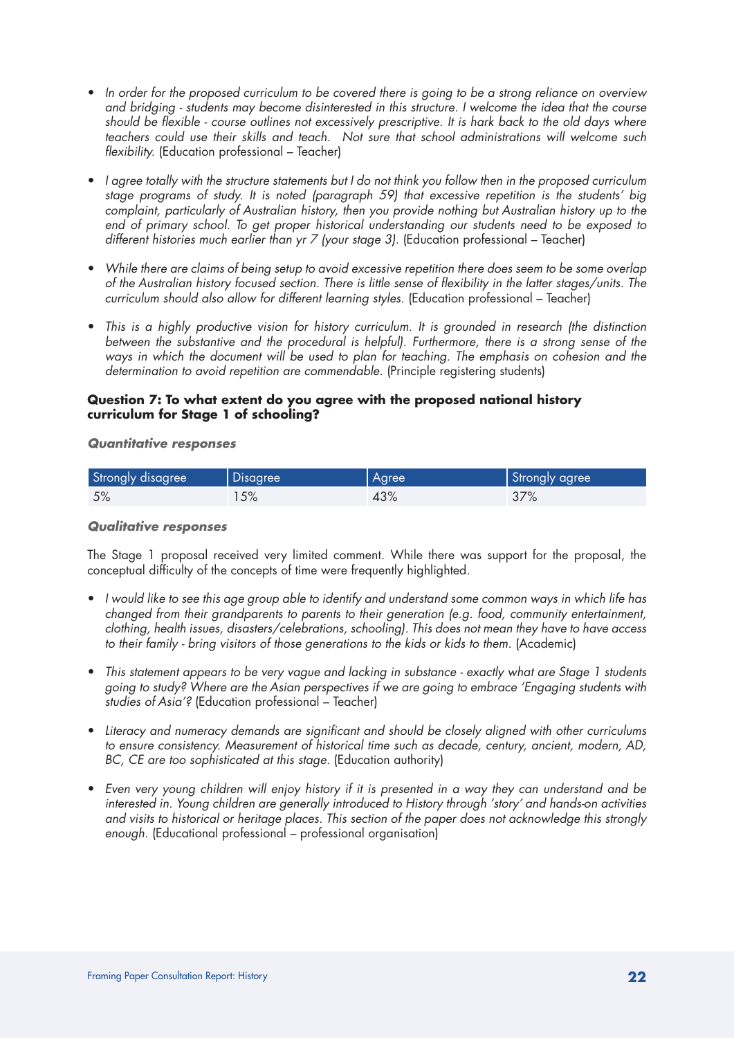- *In order for the proposed curriculum to be covered there is going to be a strong reliance on overview and bridging - students may become disinterested in this structure. I welcome the idea that the course should be flexible - course outlines not excessively prescriptive. It is hark back to the old days where teachers could use their skills and teach. Not sure that school administrations will welcome such flexibility.* (Education professional – Teacher)

- *I agree totally with the structure statements but I do not think you follow then in the proposed curriculum stage programs of study. It is noted (paragraph 59) that excessive repetition is the students' big complaint, particularly of Australian history, then you provide nothing but Australian history up to the end of primary school. To get proper historical understanding our students need to be exposed to different histories much earlier than yr 7 (your stage 3).* (Education professional – Teacher)

- *While there are claims of being setup to avoid excessive repetition there does seem to be some overlap of the Australian history focused section. There is little sense of flexibility in the latter stages/units. The curriculum should also allow for different learning styles.* (Education professional – Teacher)

- *This is a highly productive vision for history curriculum. It is grounded in research (the distinction between the substantive and the procedural is helpful). Furthermore, there is a strong sense of the ways in which the document will be used to plan for teaching. The emphasis on cohesion and the determination to avoid repetition are commendable.* (Principle registering students)

**Question 7: To what extent do you agree with the proposed national history curriculum for Stage 1 of schooling?**

***Quantitative responses***

| Strongly disagree | Disagree | Agree | Strongly agree |
| --- | --- | --- | --- |
| 5% | 15% | 43% | 37% |

***Qualitative responses***

The Stage 1 proposal received very limited comment. While there was support for the proposal, the conceptual difficulty of the concepts of time were frequently highlighted.

- *I would like to see this age group able to identify and understand some common ways in which life has changed from their grandparents to parents to their generation (e.g. food, community entertainment, clothing, health issues, disasters/celebrations, schooling). This does not mean they have to have access to their family - bring visitors of those generations to the kids or kids to them.* (Academic)

- *This statement appears to be very vague and lacking in substance - exactly what are Stage 1 students going to study? Where are the Asian perspectives if we are going to embrace 'Engaging students with studies of Asia'?* (Education professional – Teacher)

- *Literacy and numeracy demands are significant and should be closely aligned with other curriculums to ensure consistency. Measurement of historical time such as decade, century, ancient, modern, AD, BC, CE are too sophisticated at this stage.* (Education authority)

- *Even very young children will enjoy history if it is presented in a way they can understand and be interested in. Young children are generally introduced to History through 'story' and hands-on activities and visits to historical or heritage places. This section of the paper does not acknowledge this strongly enough.* (Educational professional – professional organisation)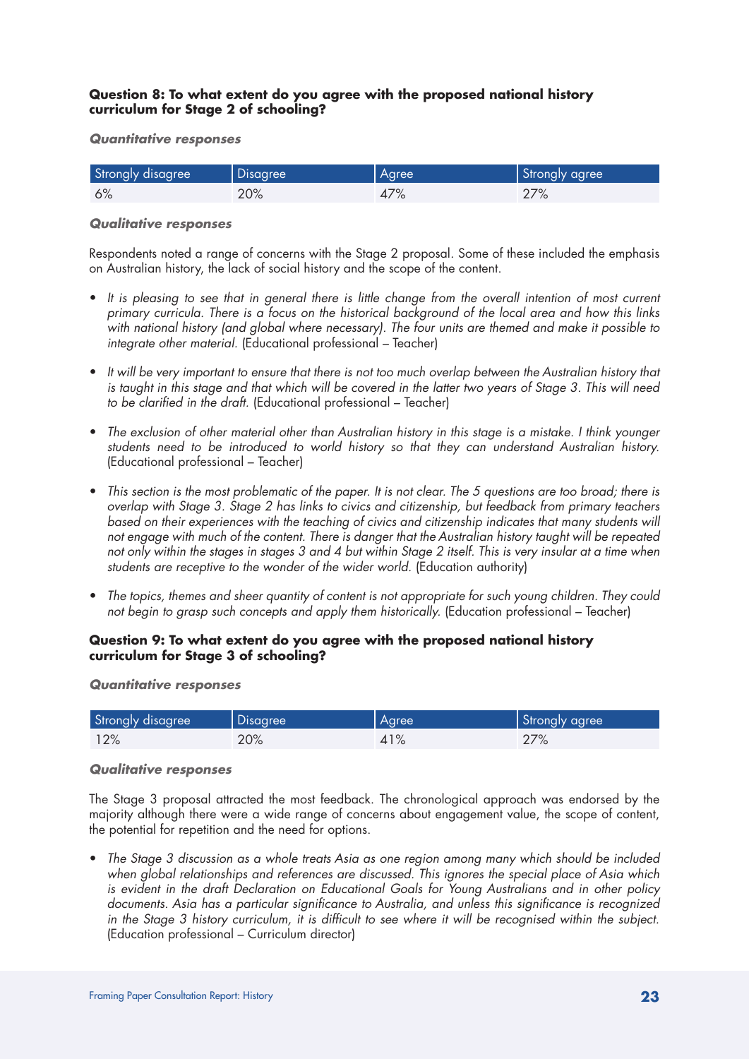**Question 8: To what extent do you agree with the proposed national history curriculum for Stage 2 of schooling?**

***Quantitative responses***

| Strongly disagree | Disagree | Agree | Strongly agree |
|---|---|---|---|
| 6% | 20% | 47% | 27% |

***Qualitative responses***

Respondents noted a range of concerns with the Stage 2 proposal. Some of these included the emphasis on Australian history, the lack of social history and the scope of the content.

- *It is pleasing to see that in general there is little change from the overall intention of most current primary curricula. There is a focus on the historical background of the local area and how this links with national history (and global where necessary). The four units are themed and make it possible to integrate other material.* (Educational professional – Teacher)
- *It will be very important to ensure that there is not too much overlap between the Australian history that is taught in this stage and that which will be covered in the latter two years of Stage 3. This will need to be clarified in the draft.* (Educational professional – Teacher)
- *The exclusion of other material other than Australian history in this stage is a mistake. I think younger students need to be introduced to world history so that they can understand Australian history.* (Educational professional – Teacher)
- *This section is the most problematic of the paper. It is not clear. The 5 questions are too broad; there is overlap with Stage 3. Stage 2 has links to civics and citizenship, but feedback from primary teachers based on their experiences with the teaching of civics and citizenship indicates that many students will not engage with much of the content. There is danger that the Australian history taught will be repeated not only within the stages in stages 3 and 4 but within Stage 2 itself. This is very insular at a time when students are receptive to the wonder of the wider world.* (Education authority)
- *The topics, themes and sheer quantity of content is not appropriate for such young children. They could not begin to grasp such concepts and apply them historically.* (Education professional – Teacher)

**Question 9: To what extent do you agree with the proposed national history curriculum for Stage 3 of schooling?**

***Quantitative responses***

| Strongly disagree | Disagree | Agree | Strongly agree |
|---|---|---|---|
| 12% | 20% | 41% | 27% |

***Qualitative responses***

The Stage 3 proposal attracted the most feedback. The chronological approach was endorsed by the majority although there were a wide range of concerns about engagement value, the scope of content, the potential for repetition and the need for options.

- *The Stage 3 discussion as a whole treats Asia as one region among many which should be included when global relationships and references are discussed. This ignores the special place of Asia which is evident in the draft Declaration on Educational Goals for Young Australians and in other policy documents. Asia has a particular significance to Australia, and unless this significance is recognized in the Stage 3 history curriculum, it is difficult to see where it will be recognised within the subject.* (Education professional – Curriculum director)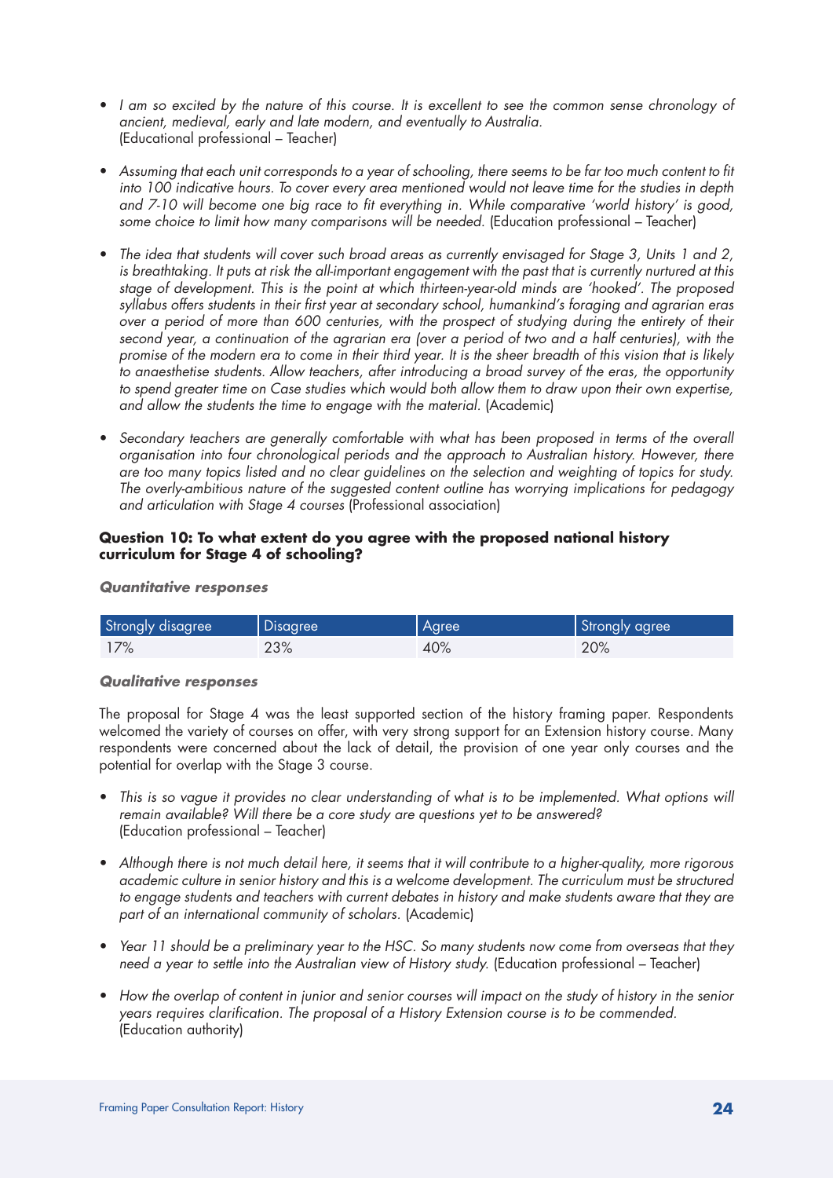- *I am so excited by the nature of this course. It is excellent to see the common sense chronology of ancient, medieval, early and late modern, and eventually to Australia.* (Educational professional – Teacher)

- *Assuming that each unit corresponds to a year of schooling, there seems to be far too much content to fit into 100 indicative hours. To cover every area mentioned would not leave time for the studies in depth and 7-10 will become one big race to fit everything in. While comparative 'world history' is good, some choice to limit how many comparisons will be needed.* (Education professional – Teacher)

- *The idea that students will cover such broad areas as currently envisaged for Stage 3, Units 1 and 2, is breathtaking. It puts at risk the all-important engagement with the past that is currently nurtured at this stage of development. This is the point at which thirteen-year-old minds are 'hooked'. The proposed syllabus offers students in their first year at secondary school, humankind's foraging and agrarian eras over a period of more than 600 centuries, with the prospect of studying during the entirety of their second year, a continuation of the agrarian era (over a period of two and a half centuries), with the promise of the modern era to come in their third year. It is the sheer breadth of this vision that is likely to anaesthetise students. Allow teachers, after introducing a broad survey of the eras, the opportunity to spend greater time on Case studies which would both allow them to draw upon their own expertise, and allow the students the time to engage with the material.* (Academic)

- *Secondary teachers are generally comfortable with what has been proposed in terms of the overall organisation into four chronological periods and the approach to Australian history. However, there are too many topics listed and no clear guidelines on the selection and weighting of topics for study. The overly-ambitious nature of the suggested content outline has worrying implications for pedagogy and articulation with Stage 4 courses* (Professional association)

**Question 10: To what extent do you agree with the proposed national history curriculum for Stage 4 of schooling?**

***Quantitative responses***

| Strongly disagree | Disagree | Agree | Strongly agree |
|---|---|---|---|
| 17% | 23% | 40% | 20% |

***Qualitative responses***

The proposal for Stage 4 was the least supported section of the history framing paper. Respondents welcomed the variety of courses on offer, with very strong support for an Extension history course. Many respondents were concerned about the lack of detail, the provision of one year only courses and the potential for overlap with the Stage 3 course.

- *This is so vague it provides no clear understanding of what is to be implemented. What options will remain available? Will there be a core study are questions yet to be answered?* (Education professional – Teacher)

- *Although there is not much detail here, it seems that it will contribute to a higher-quality, more rigorous academic culture in senior history and this is a welcome development. The curriculum must be structured to engage students and teachers with current debates in history and make students aware that they are part of an international community of scholars.* (Academic)

- *Year 11 should be a preliminary year to the HSC. So many students now come from overseas that they need a year to settle into the Australian view of History study.* (Education professional – Teacher)

- *How the overlap of content in junior and senior courses will impact on the study of history in the senior years requires clarification. The proposal of a History Extension course is to be commended.* (Education authority)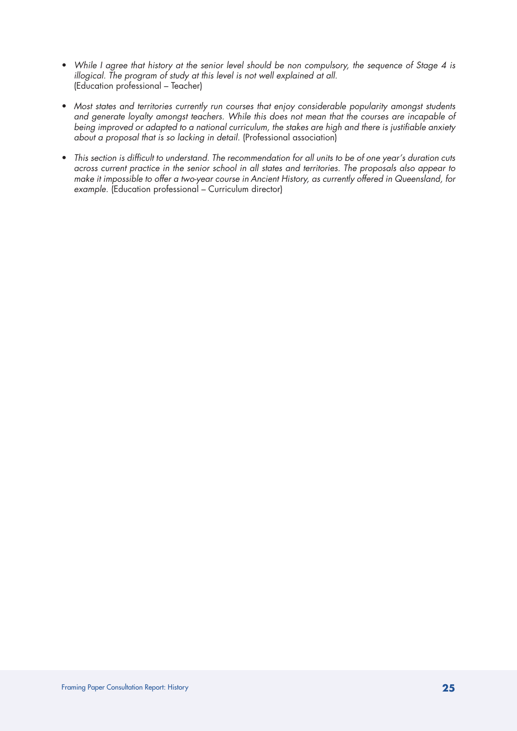- *While I agree that history at the senior level should be non compulsory, the sequence of Stage 4 is illogical. The program of study at this level is not well explained at all.* (Education professional – Teacher)
- *Most states and territories currently run courses that enjoy considerable popularity amongst students and generate loyalty amongst teachers. While this does not mean that the courses are incapable of being improved or adapted to a national curriculum, the stakes are high and there is justifiable anxiety about a proposal that is so lacking in detail.* (Professional association)
- *This section is difficult to understand. The recommendation for all units to be of one year's duration cuts across current practice in the senior school in all states and territories. The proposals also appear to make it impossible to offer a two-year course in Ancient History, as currently offered in Queensland, for example.* (Education professional – Curriculum director)